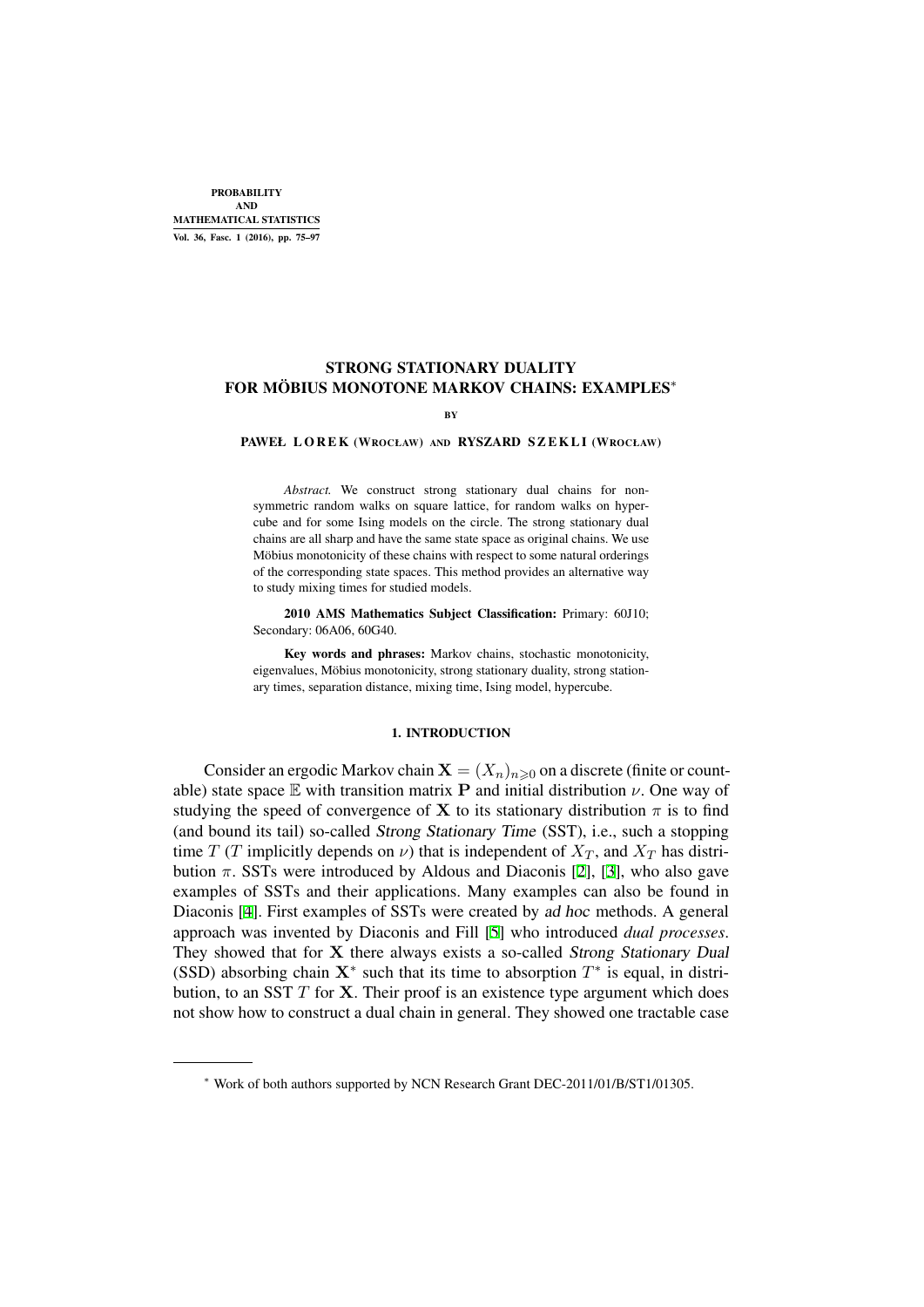# STRONG STATIONARY DUALITY FOR MÖBIUS MONOTONE MARKOV CHAINS: EXAMPLES*

BY

PAWEŁ LOREK (WROCŁAW) AND RYSZARD SZEKLI (WROCŁAW)

*Abstract.* We construct strong stationary dual chains for nonsymmetric random walks on square lattice, for random walks on hypercube and for some Ising models on the circle. The strong stationary dual chains are all sharp and have the same state space as original chains. We use Möbius monotonicity of these chains with respect to some natural orderings of the corresponding state spaces. This method provides an alternative way to study mixing times for studied models.

**2010 AMS Mathematics Subject Classification:** Primary: 60J10; Secondary: 06A06, 60G40.

**Key words and phrases:** Markov chains, stochastic monotonicity, eigenvalues, Möbius monotonicity, strong stationary duality, strong stationary times, separation distance, mixing time, Ising model, hypercube.

## 1. INTRODUCTION

Consider an ergodic Markov chain $\mathbf{X} = (X_n)_{n \geqslant 0}$ on a discrete (finite or countable) state space $\mathbb{E}$ with transition matrix $\mathbf{P}$ and initial distribution $\nu$. One way of studying the speed of convergence of $\mathbf{X}$ to its stationary distribution $\pi$ is to find (and bound its tail) so-called *Strong Stationary Time* (SST), i.e., such a stopping time $T$ ($T$ implicitly depends on $\nu$) that is independent of $X_T$, and $X_T$ has distribution $\pi$. SSTs were introduced by Aldous and Diaconis [2], [3], who also gave examples of SSTs and their applications. Many examples can also be found in Diaconis [4]. First examples of SSTs were created by *ad hoc* methods. A general approach was invented by Diaconis and Fill [5] who introduced *dual processes*. They showed that for $\mathbf{X}$ there always exists a so-called *Strong Stationary Dual* (SSD) absorbing chain $\mathbf{X}^*$ such that its time to absorption $T^*$ is equal, in distribution, to an SST $T$ for $\mathbf{X}$. Their proof is an existence type argument which does not show how to construct a dual chain in general. They showed one tractable case

* Work of both authors supported by NCN Research Grant DEC-2011/01/B/ST1/01305.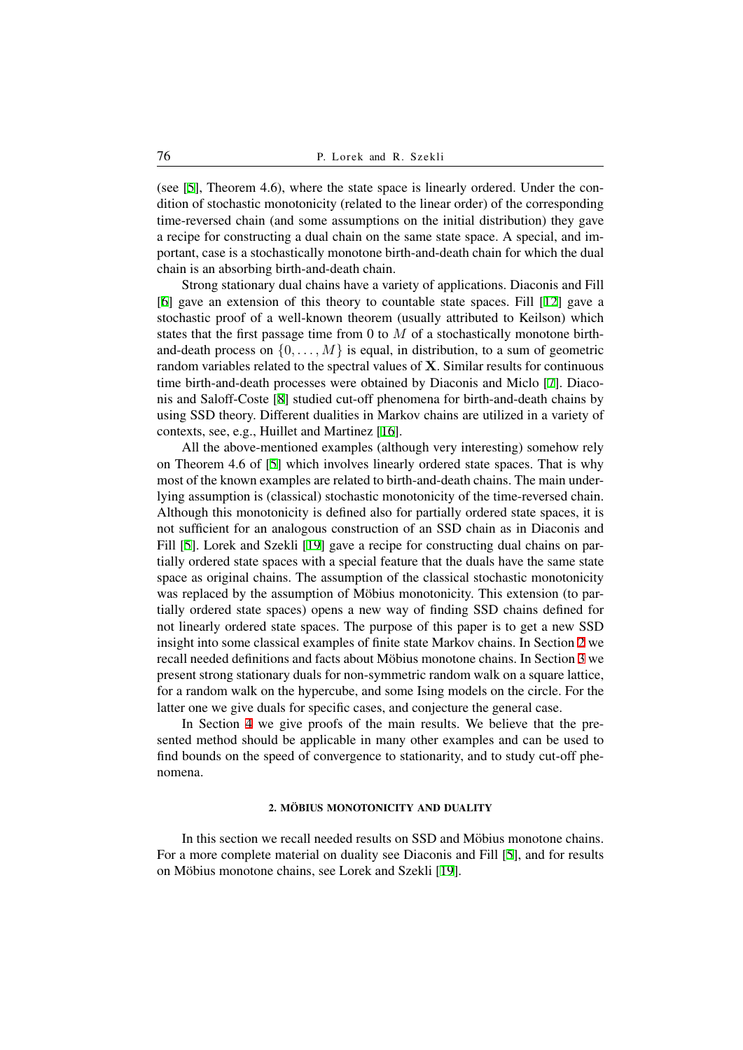(see [5], Theorem 4.6), where the state space is linearly ordered. Under the condition of stochastic monotonicity (related to the linear order) of the corresponding time-reversed chain (and some assumptions on the initial distribution) they gave a recipe for constructing a dual chain on the same state space. A special, and important, case is a stochastically monotone birth-and-death chain for which the dual chain is an absorbing birth-and-death chain.

Strong stationary dual chains have a variety of applications. Diaconis and Fill [6] gave an extension of this theory to countable state spaces. Fill [12] gave a stochastic proof of a well-known theorem (usually attributed to Keilson) which states that the first passage time from 0 to $M$ of a stochastically monotone birth-and-death process on $\{0,\ldots,M\}$ is equal, in distribution, to a sum of geometric random variables related to the spectral values of $\mathbf{X}$. Similar results for continuous time birth-and-death processes were obtained by Diaconis and Miclo [7]. Diaconis and Saloff-Coste [8] studied cut-off phenomena for birth-and-death chains by using SSD theory. Different dualities in Markov chains are utilized in a variety of contexts, see, e.g., Huillet and Martinez [16].

All the above-mentioned examples (although very interesting) somehow rely on Theorem 4.6 of [5] which involves linearly ordered state spaces. That is why most of the known examples are related to birth-and-death chains. The main underlying assumption is (classical) stochastic monotonicity of the time-reversed chain. Although this monotonicity is defined also for partially ordered state spaces, it is not sufficient for an analogous construction of an SSD chain as in Diaconis and Fill [5]. Lorek and Szekli [19] gave a recipe for constructing dual chains on partially ordered state spaces with a special feature that the duals have the same state space as original chains. The assumption of the classical stochastic monotonicity was replaced by the assumption of Möbius monotonicity. This extension (to partially ordered state spaces) opens a new way of finding SSD chains defined for not linearly ordered state spaces. The purpose of this paper is to get a new SSD insight into some classical examples of finite state Markov chains. In Section 2 we recall needed definitions and facts about Möbius monotone chains. In Section 3 we present strong stationary duals for non-symmetric random walk on a square lattice, for a random walk on the hypercube, and some Ising models on the circle. For the latter one we give duals for specific cases, and conjecture the general case.

In Section 4 we give proofs of the main results. We believe that the presented method should be applicable in many other examples and can be used to find bounds on the speed of convergence to stationarity, and to study cut-off phenomena.

## 2. MÖBIUS MONOTONICITY AND DUALITY

In this section we recall needed results on SSD and Möbius monotone chains. For a more complete material on duality see Diaconis and Fill [5], and for results on Möbius monotone chains, see Lorek and Szekli [19].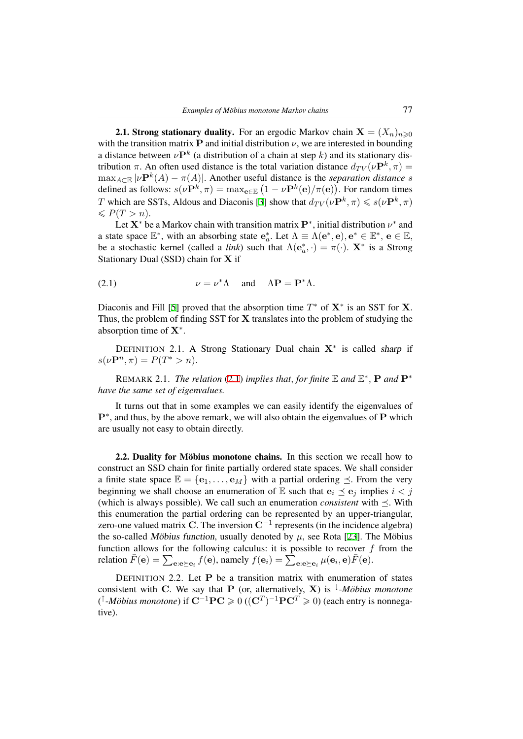**2.1. Strong stationary duality.** For an ergodic Markov chain $\mathbf{X} = (X_n)_{n \geqslant 0}$ with the transition matrix $\mathbf{P}$ and initial distribution $\nu$, we are interested in bounding a distance between $\nu\mathbf{P}^k$ (a distribution of a chain at step $k$) and its stationary distribution $\pi$. An often used distance is the total variation distance $d_{TV}(\nu\mathbf{P}^k, \pi) = \max_{A \subset \mathbb{E}} |\nu\mathbf{P}^k(A) - \pi(A)|$. Another useful distance is the *separation distance* $s$ defined as follows: $s(\nu\mathbf{P}^k, \pi) = \max_{\mathbf{e} \in \mathbb{E}} \left(1 - \nu\mathbf{P}^k(\mathbf{e})/\pi(\mathbf{e})\right)$. For random times $T$ which are SSTs, Aldous and Diaconis [3] show that $d_{TV}(\nu\mathbf{P}^k, \pi) \leqslant s(\nu\mathbf{P}^k, \pi) \leqslant P(T > n)$.

Let $\mathbf{X}^*$ be a Markov chain with transition matrix $\mathbf{P}^*$, initial distribution $\nu^*$ and a state space $\mathbb{E}^*$, with an absorbing state $\mathbf{e}_a^*$. Let $\Lambda \equiv \Lambda(\mathbf{e}^*, \mathbf{e}), \mathbf{e}^* \in \mathbb{E}^*, \mathbf{e} \in \mathbb{E}$, be a stochastic kernel (called a *link*) such that $\Lambda(\mathbf{e}_a^*, \cdot) = \pi(\cdot)$. $\mathbf{X}^*$ is a Strong Stationary Dual (SSD) chain for $\mathbf{X}$ if

$$\nu = \nu^*\Lambda \quad \text{and} \quad \Lambda\mathbf{P} = \mathbf{P}^*\Lambda. \tag{2.1}$$

Diaconis and Fill [5] proved that the absorption time $T^*$ of $\mathbf{X}^*$ is an SST for $\mathbf{X}$. Thus, the problem of finding SST for $\mathbf{X}$ translates into the problem of studying the absorption time of $\mathbf{X}^*$.

DEFINITION 2.1. A Strong Stationary Dual chain $\mathbf{X}^*$ is called *sharp* if $s(\nu\mathbf{P}^n, \pi) = P(T^* > n)$.

REMARK 2.1. *The relation* (2.1) *implies that, for finite* $\mathbb{E}$ *and* $\mathbb{E}^*$, $\mathbf{P}$ *and* $\mathbf{P}^*$ *have the same set of eigenvalues.*

It turns out that in some examples we can easily identify the eigenvalues of $\mathbf{P}^*$, and thus, by the above remark, we will also obtain the eigenvalues of $\mathbf{P}$ which are usually not easy to obtain directly.

**2.2. Duality for Möbius monotone chains.** In this section we recall how to construct an SSD chain for finite partially ordered state spaces. We shall consider a finite state space $\mathbb{E} = \{\mathbf{e}_1, \ldots, \mathbf{e}_M\}$ with a partial ordering $\preceq$. From the very beginning we shall choose an enumeration of $\mathbb{E}$ such that $\mathbf{e}_i \preceq \mathbf{e}_j$ implies $i < j$ (which is always possible). We call such an enumeration *consistent* with $\preceq$. With this enumeration the partial ordering can be represented by an upper-triangular, zero-one valued matrix $\mathbf{C}$. The inversion $\mathbf{C}^{-1}$ represents (in the incidence algebra) the so-called *Möbius function*, usually denoted by $\mu$, see Rota [23]. The Möbius function allows for the following calculus: it is possible to recover $f$ from the relation $\bar{F}(\mathbf{e}) = \sum_{\mathbf{e}:\mathbf{e} \succeq \mathbf{e}_i} f(\mathbf{e})$, namely $f(\mathbf{e}_i) = \sum_{\mathbf{e}:\mathbf{e} \succeq \mathbf{e}_i} \mu(\mathbf{e}_i, \mathbf{e})\bar{F}(\mathbf{e})$.

DEFINITION 2.2. Let $\mathbf{P}$ be a transition matrix with enumeration of states consistent with $\mathbf{C}$. We say that $\mathbf{P}$ (or, alternatively, $\mathbf{X}$) is $^{\downarrow}$*-Möbius monotone* ($^{\uparrow}$*-Möbius monotone*) if $\mathbf{C}^{-1}\mathbf{P}\mathbf{C} \geqslant 0$ ($(\mathbf{C}^T)^{-1}\mathbf{P}\mathbf{C}^T \geqslant 0$) (each entry is nonnegative).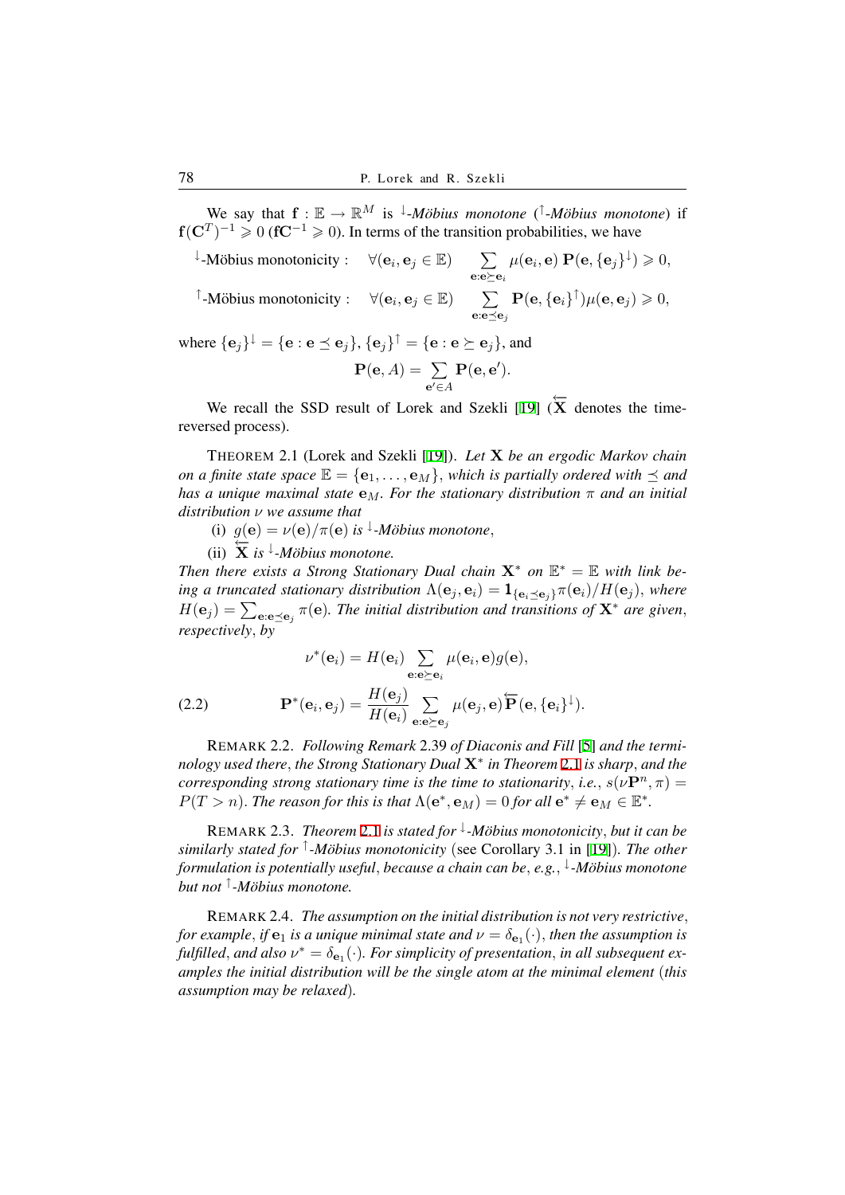We say that $\mathbf{f} : \mathbb{E} \to \mathbb{R}^M$ is ${}^{\downarrow}$*-Möbius monotone* (${}^{\uparrow}$*-Möbius monotone*) if $\mathbf{f}(\mathbf{C}^T)^{-1} \geqslant 0$ ($\mathbf{f}\mathbf{C}^{-1} \geqslant 0$). In terms of the transition probabilities, we have

$$
{}^{\downarrow}\text{-Möbius monotonicity :} \quad \forall(\mathbf{e}_i, \mathbf{e}_j \in \mathbb{E}) \quad \sum_{\mathbf{e}:\mathbf{e}\succeq\mathbf{e}_i} \mu(\mathbf{e}_i, \mathbf{e})\, \mathbf{P}(\mathbf{e}, \{\mathbf{e}_j\}^{\downarrow}) \geqslant 0,
$$

$$
{}^{\uparrow}\text{-Möbius monotonicity :} \quad \forall(\mathbf{e}_i, \mathbf{e}_j \in \mathbb{E}) \quad \sum_{\mathbf{e}:\mathbf{e}\preceq\mathbf{e}_j} \mathbf{P}(\mathbf{e}, \{\mathbf{e}_i\}^{\uparrow})\mu(\mathbf{e}, \mathbf{e}_j) \geqslant 0,
$$

where $\{\mathbf{e}_j\}^{\downarrow} = \{\mathbf{e} : \mathbf{e} \preceq \mathbf{e}_j\}$, $\{\mathbf{e}_j\}^{\uparrow} = \{\mathbf{e} : \mathbf{e} \succeq \mathbf{e}_j\}$, and

$$
\mathbf{P}(\mathbf{e}, A) = \sum_{\mathbf{e}' \in A} \mathbf{P}(\mathbf{e}, \mathbf{e}').
$$

We recall the SSD result of Lorek and Szekli [19] ($\overleftarrow{\mathbf{X}}$ denotes the time-reversed process).

THEOREM 2.1 (Lorek and Szekli [19]). *Let $\mathbf{X}$ be an ergodic Markov chain on a finite state space $\mathbb{E} = \{\mathbf{e}_1, \ldots, \mathbf{e}_M\}$, which is partially ordered with $\preceq$ and has a unique maximal state $\mathbf{e}_M$. For the stationary distribution $\pi$ and an initial distribution $\nu$ we assume that*

(i) $g(\mathbf{e}) = \nu(\mathbf{e})/\pi(\mathbf{e})$ *is* ${}^{\downarrow}$*-Möbius monotone*,

(ii) $\overleftarrow{\mathbf{X}}$ *is* ${}^{\downarrow}$*-Möbius monotone.*

*Then there exists a Strong Stationary Dual chain $\mathbf{X}^*$ on $\mathbb{E}^* = \mathbb{E}$ with link being a truncated stationary distribution $\Lambda(\mathbf{e}_j, \mathbf{e}_i) = \mathbf{1}_{\{\mathbf{e}_i \preceq \mathbf{e}_j\}}\pi(\mathbf{e}_i)/H(\mathbf{e}_j)$, where $H(\mathbf{e}_j) = \sum_{\mathbf{e}:\mathbf{e}\preceq\mathbf{e}_j} \pi(\mathbf{e})$. The initial distribution and transitions of $\mathbf{X}^*$ are given, respectively, by*

$$
\nu^*(\mathbf{e}_i) = H(\mathbf{e}_i) \sum_{\mathbf{e}:\mathbf{e}\succeq\mathbf{e}_i} \mu(\mathbf{e}_i, \mathbf{e}) g(\mathbf{e}),
$$

$$
\mathbf{P}^*(\mathbf{e}_i, \mathbf{e}_j) = \frac{H(\mathbf{e}_j)}{H(\mathbf{e}_i)} \sum_{\mathbf{e}:\mathbf{e}\succeq\mathbf{e}_j} \mu(\mathbf{e}_j, \mathbf{e}) \overleftarrow{\mathbf{P}}(\mathbf{e}, \{\mathbf{e}_i\}^{\downarrow}). \tag{2.2}
$$

REMARK 2.2. *Following Remark* 2.39 *of Diaconis and Fill* [5] *and the terminology used there, the Strong Stationary Dual $\mathbf{X}^*$ in Theorem 2.1 is sharp, and the corresponding strong stationary time is the time to stationarity, i.e., $s(\nu\mathbf{P}^n, \pi) = P(T > n)$. The reason for this is that $\Lambda(\mathbf{e}^*, \mathbf{e}_M) = 0$ for all $\mathbf{e}^* \neq \mathbf{e}_M \in \mathbb{E}^*$.*

REMARK 2.3. *Theorem 2.1 is stated for* ${}^{\downarrow}$*-Möbius monotonicity, but it can be similarly stated for* ${}^{\uparrow}$*-Möbius monotonicity* (see Corollary 3.1 in [19]). *The other formulation is potentially useful, because a chain can be, e.g.,* ${}^{\downarrow}$*-Möbius monotone but not* ${}^{\uparrow}$*-Möbius monotone.*

REMARK 2.4. *The assumption on the initial distribution is not very restrictive, for example, if $\mathbf{e}_1$ is a unique minimal state and $\nu = \delta_{\mathbf{e}_1}(\cdot)$, then the assumption is fulfilled, and also $\nu^* = \delta_{\mathbf{e}_1}(\cdot)$. For simplicity of presentation, in all subsequent examples the initial distribution will be the single atom at the minimal element* (*this assumption may be relaxed*).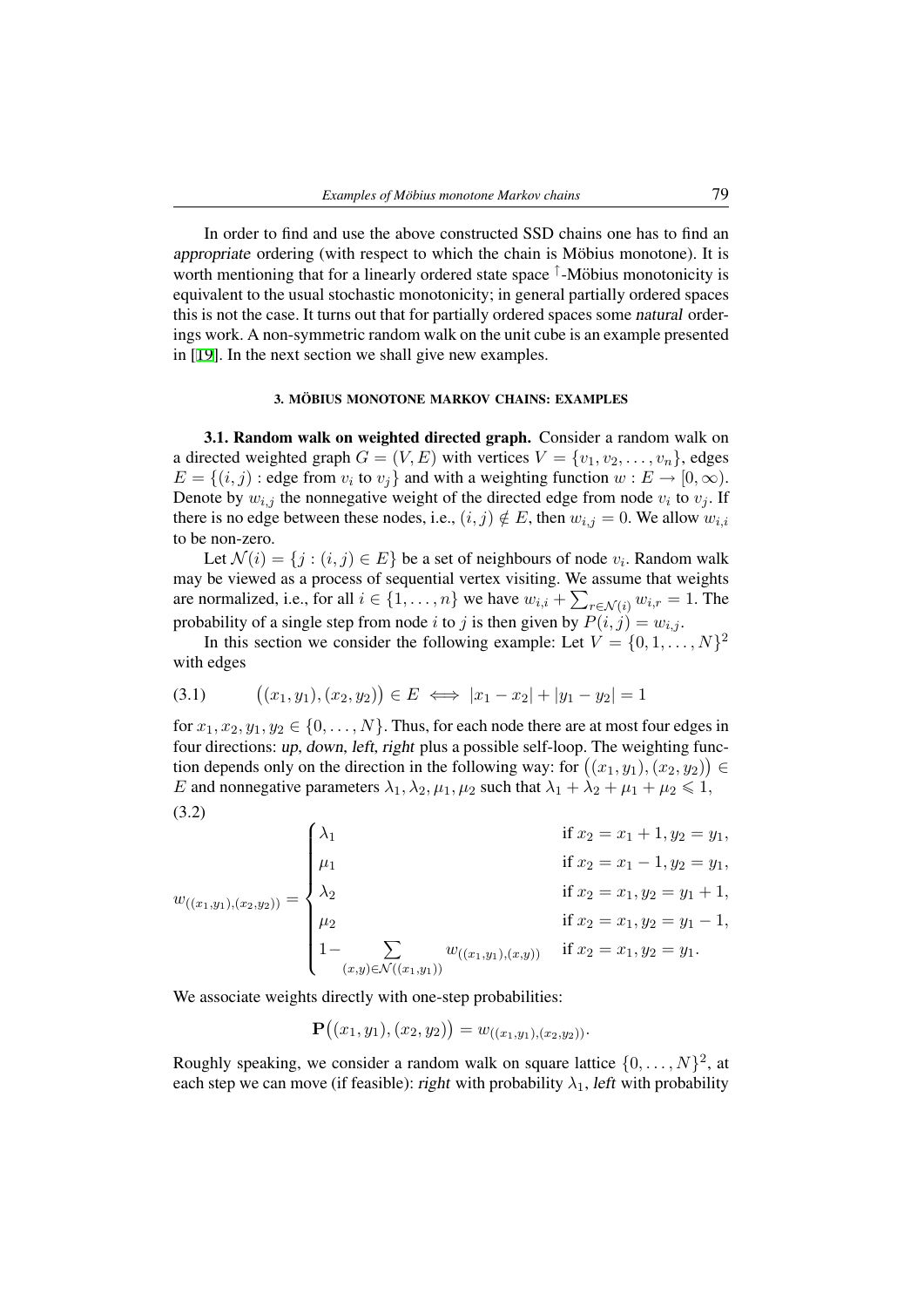In order to find and use the above constructed SSD chains one has to find an *appropriate* ordering (with respect to which the chain is Möbius monotone). It is worth mentioning that for a linearly ordered state space $^{\uparrow}$-Möbius monotonicity is equivalent to the usual stochastic monotonicity; in general partially ordered spaces this is not the case. It turns out that for partially ordered spaces some *natural* orderings work. A non-symmetric random walk on the unit cube is an example presented in [19]. In the next section we shall give new examples.

## 3. MÖBIUS MONOTONE MARKOV CHAINS: EXAMPLES

**3.1. Random walk on weighted directed graph.** Consider a random walk on a directed weighted graph $G = (V, E)$ with vertices $V = \{v_1, v_2, \ldots, v_n\}$, edges $E = \{(i, j) : \text{edge from } v_i \text{ to } v_j\}$ and with a weighting function $w : E \to [0, \infty)$. Denote by $w_{i,j}$ the nonnegative weight of the directed edge from node $v_i$ to $v_j$. If there is no edge between these nodes, i.e., $(i, j) \notin E$, then $w_{i,j} = 0$. We allow $w_{i,i}$ to be non-zero.

Let $\mathcal{N}(i) = \{j : (i, j) \in E\}$ be a set of neighbours of node $v_i$. Random walk may be viewed as a process of sequential vertex visiting. We assume that weights are normalized, i.e., for all $i \in \{1, \ldots, n\}$ we have $w_{i,i} + \sum_{r \in \mathcal{N}(i)} w_{i,r} = 1$. The probability of a single step from node $i$ to $j$ is then given by $P(i, j) = w_{i,j}$.

In this section we consider the following example: Let $V = \{0, 1, \ldots, N\}^2$ with edges

$$
\big((x_1, y_1), (x_2, y_2)\big) \in E \iff |x_1 - x_2| + |y_1 - y_2| = 1 \tag{3.1}
$$

for $x_1, x_2, y_1, y_2 \in \{0, \ldots, N\}$. Thus, for each node there are at most four edges in four directions: *up*, *down*, *left*, *right* plus a possible self-loop. The weighting function depends only on the direction in the following way: for $\big((x_1, y_1), (x_2, y_2)\big) \in E$ and nonnegative parameters $\lambda_1, \lambda_2, \mu_1, \mu_2$ such that $\lambda_1 + \lambda_2 + \mu_1 + \mu_2 \leqslant 1$,

$$
w_{((x_1,y_1),(x_2,y_2))} = \begin{cases} \lambda_1 & \text{if } x_2 = x_1 + 1, y_2 = y_1, \\ \mu_1 & \text{if } x_2 = x_1 - 1, y_2 = y_1, \\ \lambda_2 & \text{if } x_2 = x_1, y_2 = y_1 + 1, \\ \mu_2 & \text{if } x_2 = x_1, y_2 = y_1 - 1, \\ 1 - \sum\limits_{(x,y) \in \mathcal{N}((x_1,y_1))} w_{((x_1,y_1),(x,y))} & \text{if } x_2 = x_1, y_2 = y_1. \end{cases} \tag{3.2}
$$

We associate weights directly with one-step probabilities:

$$
\mathbf{P}\big((x_1, y_1), (x_2, y_2)\big) = w_{((x_1,y_1),(x_2,y_2))}.
$$

Roughly speaking, we consider a random walk on square lattice $\{0, \ldots, N\}^2$, at each step we can move (if feasible): *right* with probability $\lambda_1$, *left* with probability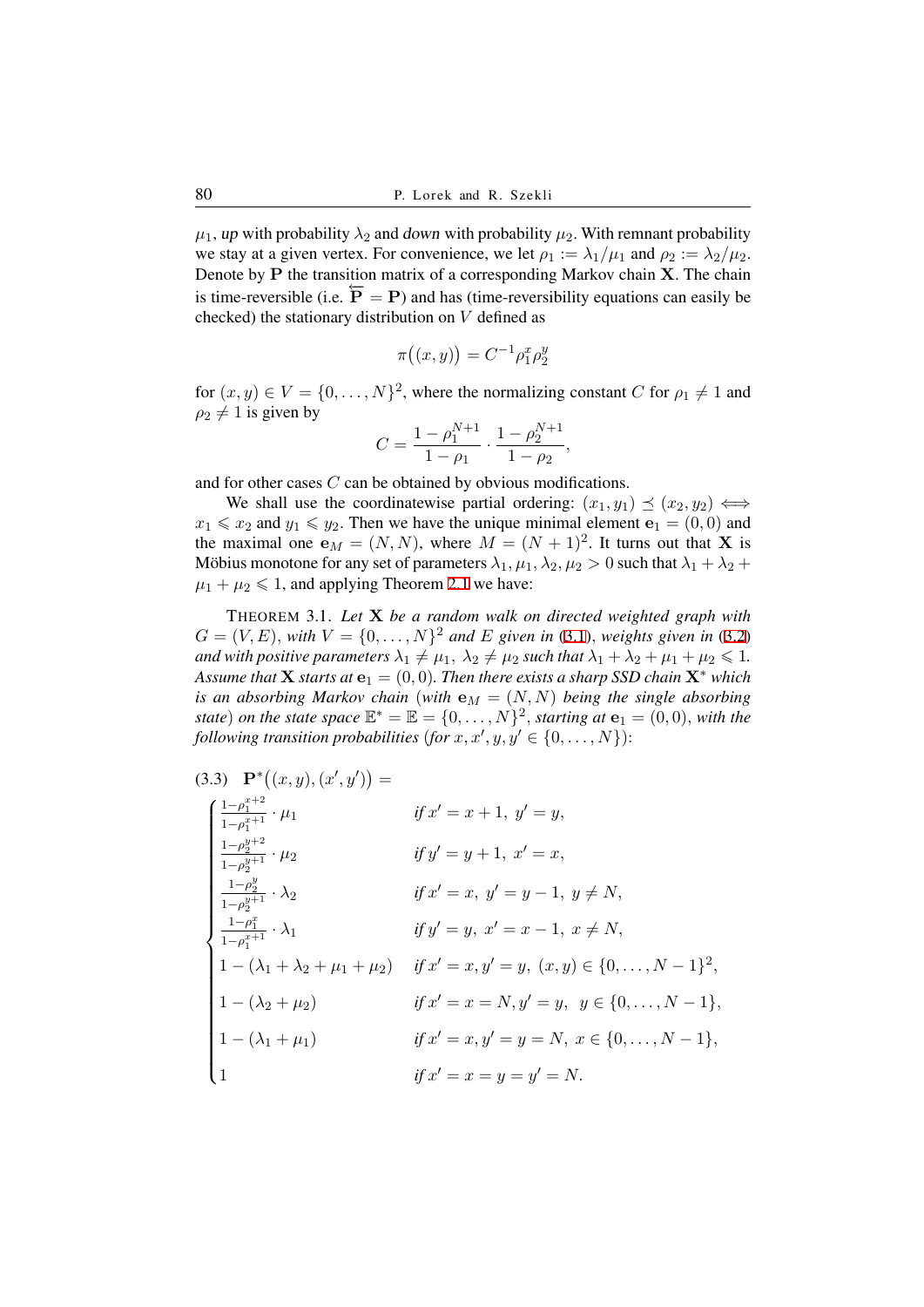$\mu_1$, *up* with probability $\lambda_2$ and *down* with probability $\mu_2$. With remnant probability we stay at a given vertex. For convenience, we let $\rho_1 := \lambda_1/\mu_1$ and $\rho_2 := \lambda_2/\mu_2$. Denote by $\mathbf{P}$ the transition matrix of a corresponding Markov chain $\mathbf{X}$. The chain is time-reversible (i.e. $\overleftarrow{\mathbf{P}} = \mathbf{P}$) and has (time-reversibility equations can easily be checked) the stationary distribution on $V$ defined as

$$\pi\big((x,y)\big) = C^{-1}\rho_1^x \rho_2^y$$

for $(x,y) \in V = \{0,\ldots,N\}^2$, where the normalizing constant $C$ for $\rho_1 \neq 1$ and $\rho_2 \neq 1$ is given by

$$C = \frac{1-\rho_1^{N+1}}{1-\rho_1} \cdot \frac{1-\rho_2^{N+1}}{1-\rho_2},$$

and for other cases $C$ can be obtained by obvious modifications.

We shall use the coordinatewise partial ordering: $(x_1, y_1) \preceq (x_2, y_2) \iff x_1 \leqslant x_2$ and $y_1 \leqslant y_2$. Then we have the unique minimal element $\mathbf{e}_1 = (0,0)$ and the maximal one $\mathbf{e}_M = (N,N)$, where $M = (N+1)^2$. It turns out that $\mathbf{X}$ is Möbius monotone for any set of parameters $\lambda_1, \mu_1, \lambda_2, \mu_2 > 0$ such that $\lambda_1 + \lambda_2 + \mu_1 + \mu_2 \leqslant 1$, and applying Theorem 2.1 we have:

THEOREM 3.1. *Let $\mathbf{X}$ be a random walk on directed weighted graph with $G = (V, E)$, with $V = \{0,\ldots,N\}^2$ and $E$ given in* (3.1), *weights given in* (3.2) *and with positive parameters $\lambda_1 \neq \mu_1$, $\lambda_2 \neq \mu_2$ such that $\lambda_1 + \lambda_2 + \mu_1 + \mu_2 \leqslant 1$. Assume that $\mathbf{X}$ starts at $\mathbf{e}_1 = (0,0)$. Then there exists a sharp SSD chain $\mathbf{X}^*$ which is an absorbing Markov chain* (*with $\mathbf{e}_M = (N,N)$ being the single absorbing state*) *on the state space $\mathbb{E}^* = \mathbb{E} = \{0,\ldots,N\}^2$, starting at $\mathbf{e}_1 = (0,0)$, with the following transition probabilities* (*for $x, x', y, y' \in \{0,\ldots,N\}$*):

$$\text{(3.3)}\quad \mathbf{P}^*\big((x,y),(x',y')\big) = \begin{cases} \frac{1-\rho_1^{x+2}}{1-\rho_1^{x+1}} \cdot \mu_1 & \text{if } x' = x+1,\ y' = y, \\ \frac{1-\rho_2^{y+2}}{1-\rho_2^{y+1}} \cdot \mu_2 & \text{if } y' = y+1,\ x' = x, \\ \frac{1-\rho_2^{y}}{1-\rho_2^{y+1}} \cdot \lambda_2 & \text{if } x' = x,\ y' = y-1,\ y \neq N, \\ \frac{1-\rho_1^{x}}{1-\rho_1^{x+1}} \cdot \lambda_1 & \text{if } y' = y,\ x' = x-1,\ x \neq N, \\ 1 - (\lambda_1 + \lambda_2 + \mu_1 + \mu_2) & \text{if } x' = x, y' = y,\ (x,y) \in \{0,\ldots,N-1\}^2, \\ 1 - (\lambda_2 + \mu_2) & \text{if } x' = x = N, y' = y,\ \ y \in \{0,\ldots,N-1\}, \\ 1 - (\lambda_1 + \mu_1) & \text{if } x' = x, y' = y = N,\ x \in \{0,\ldots,N-1\}, \\ 1 & \text{if } x' = x = y = y' = N. \end{cases}$$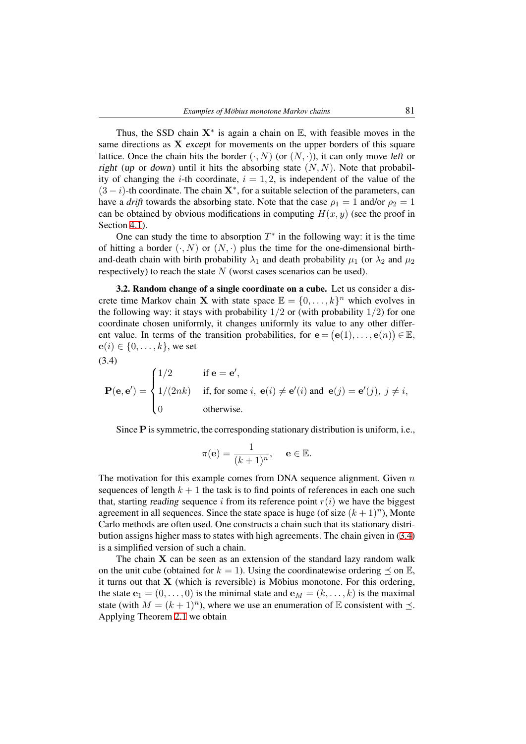Thus, the SSD chain $\mathbf{X}^*$ is again a chain on $\mathbb{E}$, with feasible moves in the same directions as $\mathbf{X}$ *except* for movements on the upper borders of this square lattice. Once the chain hits the border $(\cdot, N)$ (or $(N, \cdot)$), it can only move *left* or *right* (*up* or *down*) until it hits the absorbing state $(N, N)$. Note that probability of changing the $i$-th coordinate, $i = 1, 2$, is independent of the value of the $(3-i)$-th coordinate. The chain $\mathbf{X}^*$, for a suitable selection of the parameters, can have a *drift* towards the absorbing state. Note that the case $\rho_1 = 1$ and/or $\rho_2 = 1$ can be obtained by obvious modifications in computing $H(x, y)$ (see the proof in Section 4.1).

One can study the time to absorption $T^*$ in the following way: it is the time of hitting a border $(\cdot, N)$ or $(N, \cdot)$ plus the time for the one-dimensional birth-and-death chain with birth probability $\lambda_1$ and death probability $\mu_1$ (or $\lambda_2$ and $\mu_2$ respectively) to reach the state $N$ (worst cases scenarios can be used).

**3.2. Random change of a single coordinate on a cube.** Let us consider a discrete time Markov chain $\mathbf{X}$ with state space $\mathbb{E} = \{0, \ldots, k\}^n$ which evolves in the following way: it stays with probability $1/2$ or (with probability $1/2$) for one coordinate chosen uniformly, it changes uniformly its value to any other different value. In terms of the transition probabilities, for $\mathbf{e} = \big(\mathbf{e}(1), \ldots, \mathbf{e}(n)\big) \in \mathbb{E}$, $\mathbf{e}(i) \in \{0, \ldots, k\}$, we set

(3.4)

$$\mathbf{P}(\mathbf{e}, \mathbf{e}') = \begin{cases} 1/2 & \text{if } \mathbf{e} = \mathbf{e}', \\ 1/(2nk) & \text{if, for some } i,\ \mathbf{e}(i) \neq \mathbf{e}'(i) \text{ and } \mathbf{e}(j) = \mathbf{e}'(j),\ j \neq i, \\ 0 & \text{otherwise.} \end{cases}$$

Since $\mathbf{P}$ is symmetric, the corresponding stationary distribution is uniform, i.e.,

$$\pi(\mathbf{e}) = \frac{1}{(k+1)^n}, \quad \mathbf{e} \in \mathbb{E}.$$

The motivation for this example comes from DNA sequence alignment. Given $n$ sequences of length $k+1$ the task is to find points of references in each one such that, starting *reading* sequence $i$ from its reference point $r(i)$ we have the biggest agreement in all sequences. Since the state space is huge (of size $(k+1)^n$), Monte Carlo methods are often used. One constructs a chain such that its stationary distribution assigns higher mass to states with high agreements. The chain given in (3.4) is a simplified version of such a chain.

The chain $\mathbf{X}$ can be seen as an extension of the standard lazy random walk on the unit cube (obtained for $k = 1$). Using the coordinatewise ordering $\preceq$ on $\mathbb{E}$, it turns out that $\mathbf{X}$ (which is reversible) is Möbius monotone. For this ordering, the state $\mathbf{e}_1 = (0, \ldots, 0)$ is the minimal state and $\mathbf{e}_M = (k, \ldots, k)$ is the maximal state (with $M = (k+1)^n$), where we use an enumeration of $\mathbb{E}$ consistent with $\preceq$. Applying Theorem 2.1 we obtain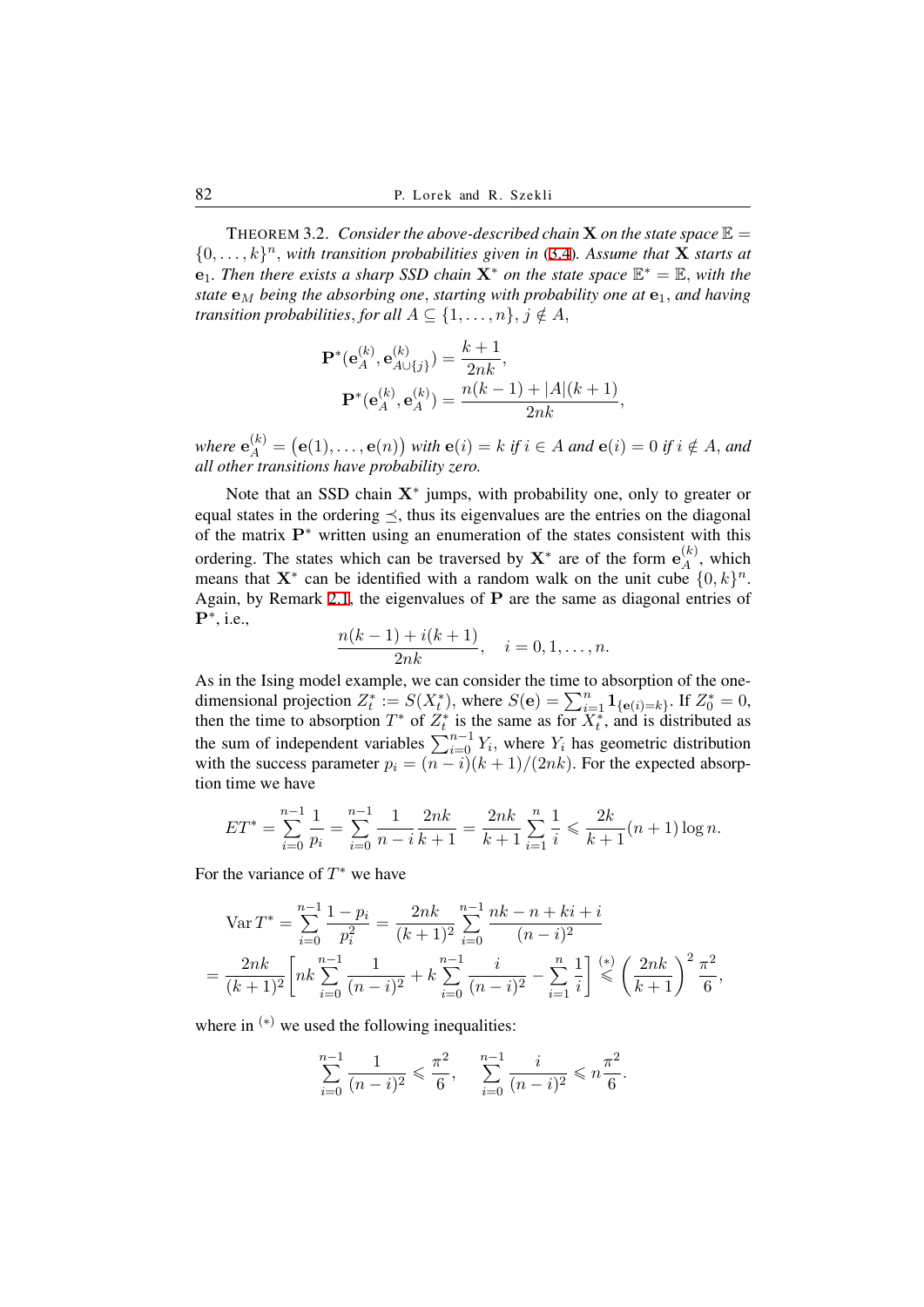THEOREM 3.2. *Consider the above-described chain* $\mathbf{X}$ *on the state space* $\mathbb{E} = \{0,\ldots,k\}^n$, *with transition probabilities given in* (3.4). *Assume that* $\mathbf{X}$ *starts at* $\mathbf{e}_1$. *Then there exists a sharp SSD chain* $\mathbf{X}^*$ *on the state space* $\mathbb{E}^* = \mathbb{E}$, *with the state* $\mathbf{e}_M$ *being the absorbing one*, *starting with probability one at* $\mathbf{e}_1$, *and having transition probabilities*, *for all* $A \subseteq \{1,\ldots,n\}$, $j \notin A$,

$$\mathbf{P}^*(\mathbf{e}_A^{(k)}, \mathbf{e}_{A\cup\{j\}}^{(k)}) = \frac{k+1}{2nk},$$

$$\mathbf{P}^*(\mathbf{e}_A^{(k)}, \mathbf{e}_A^{(k)}) = \frac{n(k-1)+|A|(k+1)}{2nk},$$

*where* $\mathbf{e}_A^{(k)} = \big(\mathbf{e}(1),\ldots,\mathbf{e}(n)\big)$ *with* $\mathbf{e}(i) = k$ *if* $i \in A$ *and* $\mathbf{e}(i) = 0$ *if* $i \notin A$, *and all other transitions have probability zero.*

Note that an SSD chain $\mathbf{X}^*$ jumps, with probability one, only to greater or equal states in the ordering $\preceq$, thus its eigenvalues are the entries on the diagonal of the matrix $\mathbf{P}^*$ written using an enumeration of the states consistent with this ordering. The states which can be traversed by $\mathbf{X}^*$ are of the form $\mathbf{e}_A^{(k)}$, which means that $\mathbf{X}^*$ can be identified with a random walk on the unit cube $\{0,k\}^n$. Again, by Remark 2.1, the eigenvalues of $\mathbf{P}$ are the same as diagonal entries of $\mathbf{P}^*$, i.e.,

$$\frac{n(k-1)+i(k+1)}{2nk}, \quad i = 0,1,\ldots,n.$$

As in the Ising model example, we can consider the time to absorption of the one-dimensional projection $Z_t^* := S(X_t^*)$, where $S(\mathbf{e}) = \sum_{i=1}^n \mathbf{1}_{\{\mathbf{e}(i)=k\}}$. If $Z_0^* = 0$, then the time to absorption $T^*$ of $Z_t^*$ is the same as for $X_t^*$, and is distributed as the sum of independent variables $\sum_{i=0}^{n-1} Y_i$, where $Y_i$ has geometric distribution with the success parameter $p_i = (n-i)(k+1)/(2nk)$. For the expected absorption time we have

$$ET^* = \sum_{i=0}^{n-1} \frac{1}{p_i} = \sum_{i=0}^{n-1} \frac{1}{n-i}\frac{2nk}{k+1} = \frac{2nk}{k+1}\sum_{i=1}^{n}\frac{1}{i} \leqslant \frac{2k}{k+1}(n+1)\log n.$$

For the variance of $T^*$ we have

$$\operatorname{Var} T^* = \sum_{i=0}^{n-1} \frac{1-p_i}{p_i^2} = \frac{2nk}{(k+1)^2}\sum_{i=0}^{n-1}\frac{nk-n+ki+i}{(n-i)^2}$$

$$= \frac{2nk}{(k+1)^2}\left[nk\sum_{i=0}^{n-1}\frac{1}{(n-i)^2} + k\sum_{i=0}^{n-1}\frac{i}{(n-i)^2} - \sum_{i=1}^{n}\frac{1}{i}\right] \overset{(*)}{\leqslant} \left(\frac{2nk}{k+1}\right)^2\frac{\pi^2}{6},$$

where in $^{(*)}$ we used the following inequalities:

$$\sum_{i=0}^{n-1}\frac{1}{(n-i)^2} \leqslant \frac{\pi^2}{6}, \quad \sum_{i=0}^{n-1}\frac{i}{(n-i)^2} \leqslant n\frac{\pi^2}{6}.$$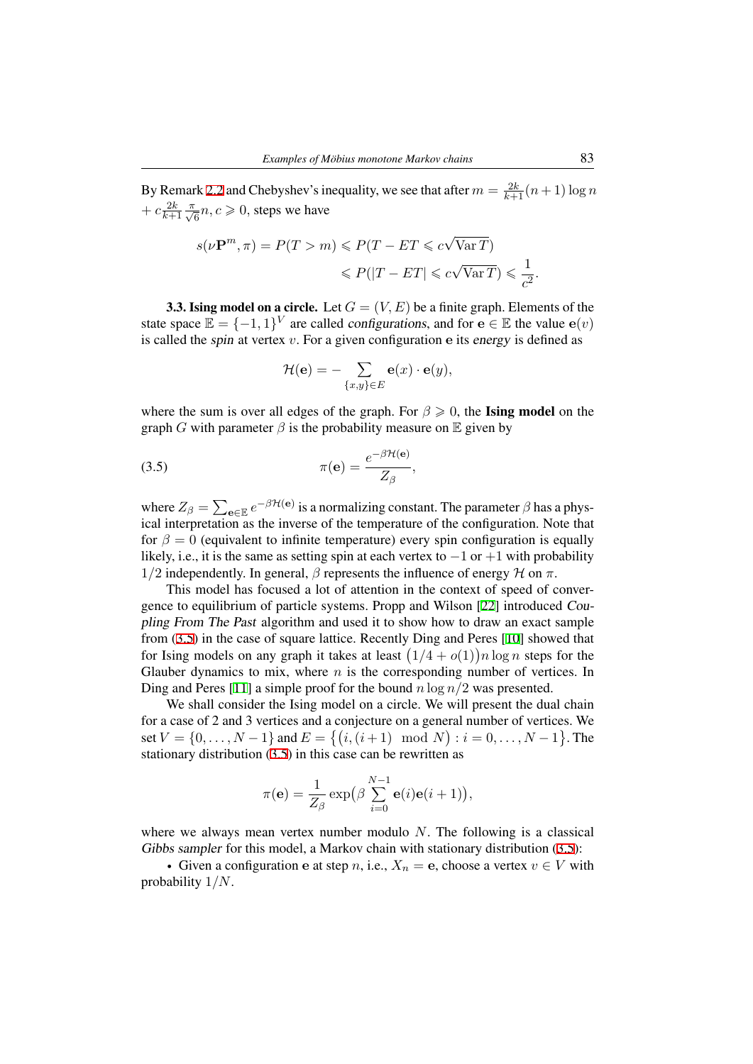By Remark 2.2 and Chebyshev's inequality, we see that after $m = \frac{2k}{k+1}(n+1)\log n + c\frac{2k}{k+1}\frac{\pi}{\sqrt{6}}n$, $c \geqslant 0$, steps we have

$$s(\nu\mathbf{P}^m, \pi) = P(T > m) \leqslant P(T - ET \leqslant c\sqrt{\operatorname{Var} T}) \\ \leqslant P(|T - ET| \leqslant c\sqrt{\operatorname{Var} T}) \leqslant \frac{1}{c^2}.$$

**3.3. Ising model on a circle.** Let $G = (V, E)$ be a finite graph. Elements of the state space $\mathbb{E} = \{-1, 1\}^V$ are called *configurations*, and for $\mathbf{e} \in \mathbb{E}$ the value $\mathbf{e}(v)$ is called the *spin* at vertex $v$. For a given configuration $\mathbf{e}$ its *energy* is defined as

$$\mathcal{H}(\mathbf{e}) = -\sum_{\{x,y\}\in E} \mathbf{e}(x) \cdot \mathbf{e}(y),$$

where the sum is over all edges of the graph. For $\beta \geqslant 0$, the **Ising model** on the graph $G$ with parameter $\beta$ is the probability measure on $\mathbb{E}$ given by

$$\pi(\mathbf{e}) = \frac{e^{-\beta\mathcal{H}(\mathbf{e})}}{Z_\beta}, \tag{3.5}$$

where $Z_\beta = \sum_{\mathbf{e}\in\mathbb{E}} e^{-\beta\mathcal{H}(\mathbf{e})}$ is a normalizing constant. The parameter $\beta$ has a physical interpretation as the inverse of the temperature of the configuration. Note that for $\beta = 0$ (equivalent to infinite temperature) every spin configuration is equally likely, i.e., it is the same as setting spin at each vertex to $-1$ or $+1$ with probability $1/2$ independently. In general, $\beta$ represents the influence of energy $\mathcal{H}$ on $\pi$.

This model has focused a lot of attention in the context of speed of convergence to equilibrium of particle systems. Propp and Wilson [22] introduced *Coupling From The Past* algorithm and used it to show how to draw an exact sample from (3.5) in the case of square lattice. Recently Ding and Peres [10] showed that for Ising models on any graph it takes at least $(1/4 + o(1))n\log n$ steps for the Glauber dynamics to mix, where $n$ is the corresponding number of vertices. In Ding and Peres [11] a simple proof for the bound $n\log n/2$ was presented.

We shall consider the Ising model on a circle. We will present the dual chain for a case of 2 and 3 vertices and a conjecture on a general number of vertices. We set $V = \{0, \ldots, N-1\}$ and $E = \{(i, (i+1) \mod N) : i = 0, \ldots, N-1\}$. The stationary distribution (3.5) in this case can be rewritten as

$$\pi(\mathbf{e}) = \frac{1}{Z_\beta}\exp\big(\beta\sum_{i=0}^{N-1}\mathbf{e}(i)\mathbf{e}(i+1)\big),$$

where we always mean vertex number modulo $N$. The following is a classical *Gibbs sampler* for this model, a Markov chain with stationary distribution (3.5):

- Given a configuration $\mathbf{e}$ at step $n$, i.e., $X_n = \mathbf{e}$, choose a vertex $v \in V$ with probability $1/N$.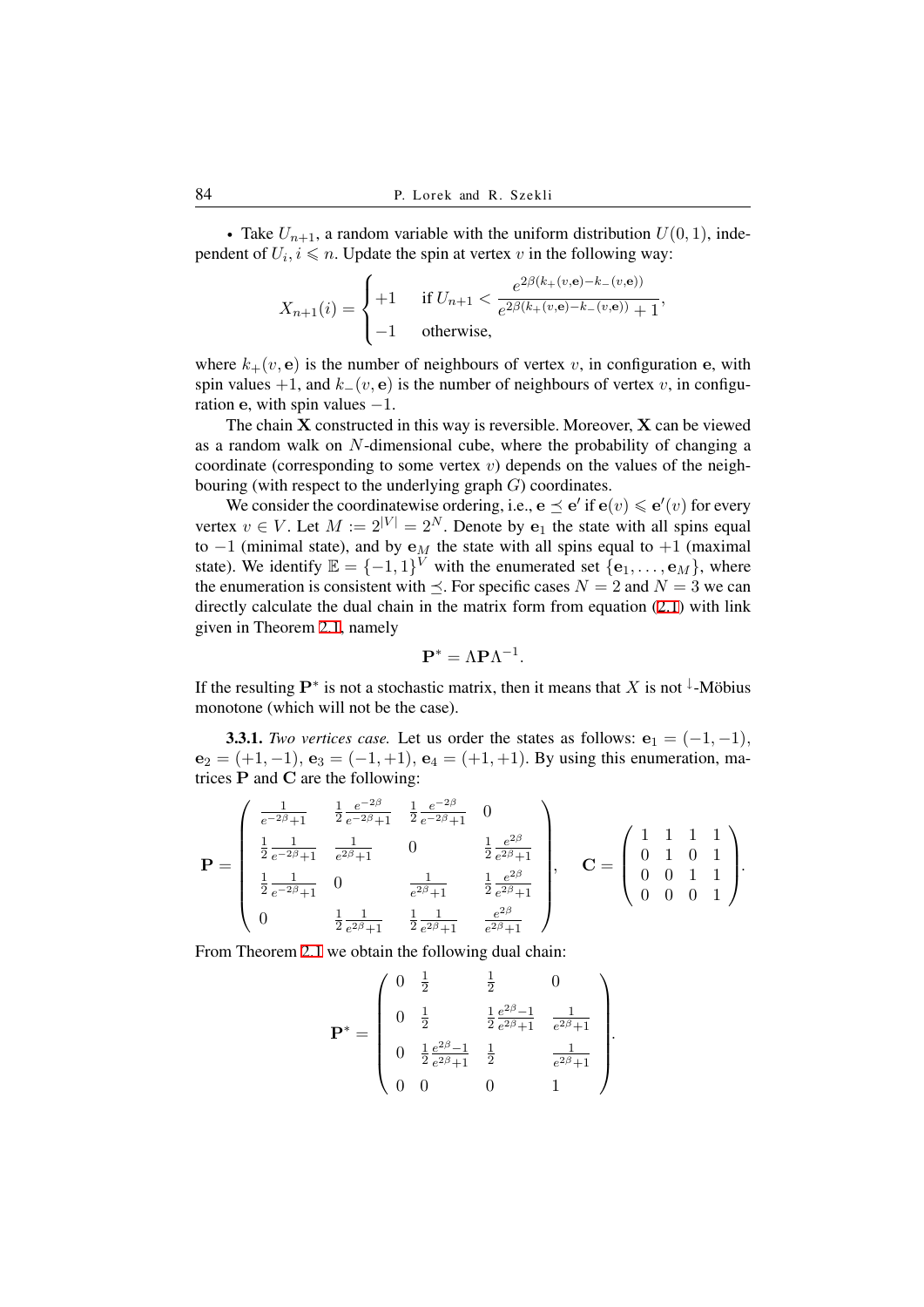- Take $U_{n+1}$, a random variable with the uniform distribution $U(0,1)$, independent of $U_i, i \leqslant n$. Update the spin at vertex $v$ in the following way:

$$X_{n+1}(i) = \begin{cases} +1 & \text{if } U_{n+1} < \dfrac{e^{2\beta(k_+(v,\mathbf{e})-k_-(v,\mathbf{e}))}}{e^{2\beta(k_+(v,\mathbf{e})-k_-(v,\mathbf{e}))}+1}, \\ -1 & \text{otherwise,} \end{cases}$$

where $k_+(v,\mathbf{e})$ is the number of neighbours of vertex $v$, in configuration $\mathbf{e}$, with spin values $+1$, and $k_-(v,\mathbf{e})$ is the number of neighbours of vertex $v$, in configuration $\mathbf{e}$, with spin values $-1$.

The chain $\mathbf{X}$ constructed in this way is reversible. Moreover, $\mathbf{X}$ can be viewed as a random walk on $N$-dimensional cube, where the probability of changing a coordinate (corresponding to some vertex $v$) depends on the values of the neighbouring (with respect to the underlying graph $G$) coordinates.

We consider the coordinatewise ordering, i.e., $\mathbf{e} \preceq \mathbf{e}'$ if $\mathbf{e}(v) \leqslant \mathbf{e}'(v)$ for every vertex $v \in V$. Let $M := 2^{|V|} = 2^N$. Denote by $\mathbf{e}_1$ the state with all spins equal to $-1$ (minimal state), and by $\mathbf{e}_M$ the state with all spins equal to $+1$ (maximal state). We identify $\mathbb{E} = \{-1,1\}^V$ with the enumerated set $\{\mathbf{e}_1,\ldots,\mathbf{e}_M\}$, where the enumeration is consistent with $\preceq$. For specific cases $N=2$ and $N=3$ we can directly calculate the dual chain in the matrix form from equation (2.1) with link given in Theorem 2.1, namely

$$\mathbf{P}^* = \Lambda \mathbf{P} \Lambda^{-1}.$$

If the resulting $\mathbf{P}^*$ is not a stochastic matrix, then it means that $X$ is not $^{\downarrow}$-Möbius monotone (which will not be the case).

**3.3.1.** *Two vertices case.* Let us order the states as follows: $\mathbf{e}_1 = (-1,-1)$, $\mathbf{e}_2 = (+1,-1)$, $\mathbf{e}_3 = (-1,+1)$, $\mathbf{e}_4 = (+1,+1)$. By using this enumeration, matrices $\mathbf{P}$ and $\mathbf{C}$ are the following:

$$\mathbf{P} = \begin{pmatrix} \frac{1}{e^{-2\beta}+1} & \frac{1}{2}\frac{e^{-2\beta}}{e^{-2\beta}+1} & \frac{1}{2}\frac{e^{-2\beta}}{e^{-2\beta}+1} & 0 \\ \frac{1}{2}\frac{1}{e^{-2\beta}+1} & \frac{1}{e^{2\beta}+1} & 0 & \frac{1}{2}\frac{e^{2\beta}}{e^{2\beta}+1} \\ \frac{1}{2}\frac{1}{e^{-2\beta}+1} & 0 & \frac{1}{e^{2\beta}+1} & \frac{1}{2}\frac{e^{2\beta}}{e^{2\beta}+1} \\ 0 & \frac{1}{2}\frac{1}{e^{2\beta}+1} & \frac{1}{2}\frac{1}{e^{2\beta}+1} & \frac{e^{2\beta}}{e^{2\beta}+1} \end{pmatrix}, \quad \mathbf{C} = \begin{pmatrix} 1 & 1 & 1 & 1 \\ 0 & 1 & 0 & 1 \\ 0 & 0 & 1 & 1 \\ 0 & 0 & 0 & 1 \end{pmatrix}.$$

From Theorem 2.1 we obtain the following dual chain:

$$\mathbf{P}^* = \begin{pmatrix} 0 & \frac{1}{2} & \frac{1}{2} & 0 \\ 0 & \frac{1}{2} & \frac{1}{2}\frac{e^{2\beta}-1}{e^{2\beta}+1} & \frac{1}{e^{2\beta}+1} \\ 0 & \frac{1}{2}\frac{e^{2\beta}-1}{e^{2\beta}+1} & \frac{1}{2} & \frac{1}{e^{2\beta}+1} \\ 0 & 0 & 0 & 1 \end{pmatrix}.$$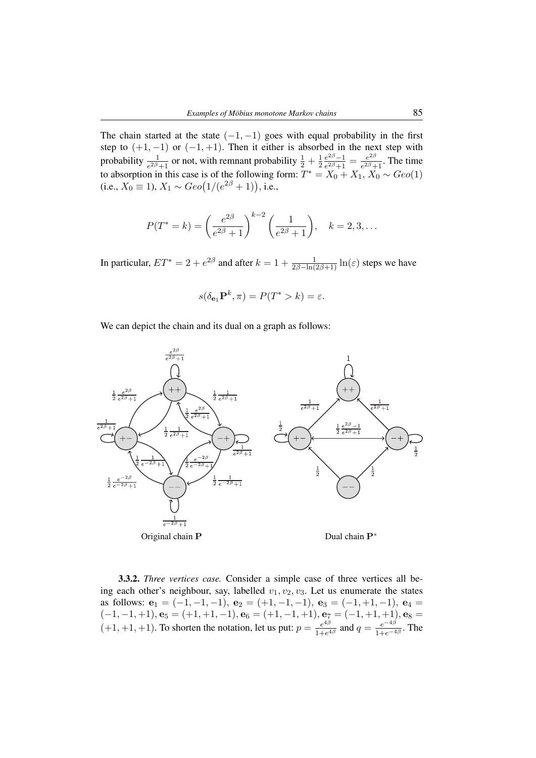The chain started at the state $(-1,-1)$ goes with equal probability in the first step to $(+1,-1)$ or $(-1,+1)$. Then it either is absorbed in the next step with probability $\frac{1}{e^{2\beta}+1}$ or not, with remnant probability $\frac{1}{2}+\frac{1}{2}\frac{e^{2\beta}-1}{e^{2\beta}+1}=\frac{e^{2\beta}}{e^{2\beta}+1}$. The time to absorption in this case is of the following form: $T^* = X_0 + X_1$, $X_0 \sim Geo(1)$ (i.e., $X_0 \equiv 1$), $X_1 \sim Geo\big(1/(e^{2\beta}+1)\big)$, i.e.,

$$P(T^* = k) = \left(\frac{e^{2\beta}}{e^{2\beta}+1}\right)^{k-2}\left(\frac{1}{e^{2\beta}+1}\right), \quad k = 2, 3, \ldots$$

In particular, $ET^* = 2 + e^{2\beta}$ and after $k = 1 + \frac{1}{2\beta - \ln(2\beta+1)}\ln(\varepsilon)$ steps we have

$$s(\delta_{\mathbf{e}_1}\mathbf{P}^k, \pi) = P(T^* > k) = \varepsilon.$$

We can depict the chain and its dual on a graph as follows:

Original chain $\mathbf{P}$ Dual chain $\mathbf{P}^*$

**3.3.2.** *Three vertices case.* Consider a simple case of three vertices all being each other's neighbour, say, labelled $v_1, v_2, v_3$. Let us enumerate the states as follows: $\mathbf{e}_1 = (-1,-1,-1)$, $\mathbf{e}_2 = (+1,-1,-1)$, $\mathbf{e}_3 = (-1,+1,-1)$, $\mathbf{e}_4 = (-1,-1,+1)$, $\mathbf{e}_5 = (+1,+1,-1)$, $\mathbf{e}_6 = (+1,-1,+1)$, $\mathbf{e}_7 = (-1,+1,+1)$, $\mathbf{e}_8 = (+1,+1,+1)$. To shorten the notation, let us put: $p = \frac{e^{4\beta}}{1+e^{4\beta}}$ and $q = \frac{e^{-4\beta}}{1+e^{-4\beta}}$. The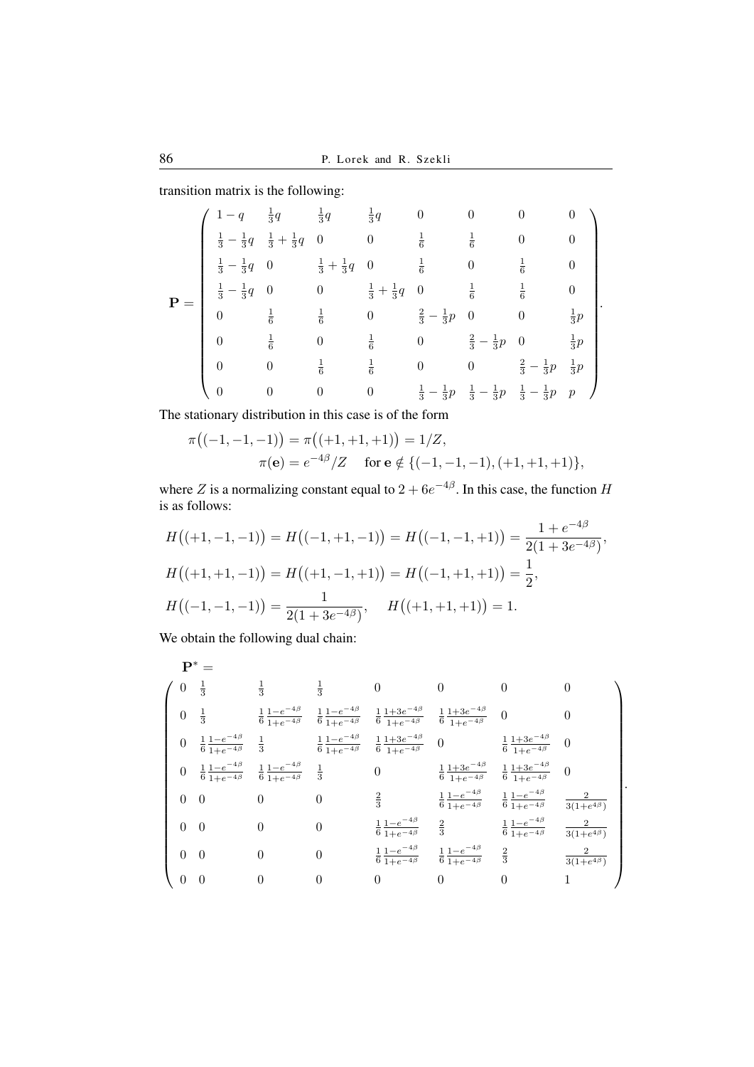transition matrix is the following:

$$
\mathbf{P} = \begin{pmatrix}
1-q & \frac{1}{3}q & \frac{1}{3}q & \frac{1}{3}q & 0 & 0 & 0 & 0 \\
\frac{1}{3}-\frac{1}{3}q & \frac{1}{3}+\frac{1}{3}q & 0 & 0 & \frac{1}{6} & \frac{1}{6} & 0 & 0 \\
\frac{1}{3}-\frac{1}{3}q & 0 & \frac{1}{3}+\frac{1}{3}q & 0 & \frac{1}{6} & 0 & \frac{1}{6} & 0 \\
\frac{1}{3}-\frac{1}{3}q & 0 & 0 & \frac{1}{3}+\frac{1}{3}q & 0 & \frac{1}{6} & \frac{1}{6} & 0 \\
0 & \frac{1}{6} & \frac{1}{6} & 0 & \frac{2}{3}-\frac{1}{3}p & 0 & 0 & \frac{1}{3}p \\
0 & \frac{1}{6} & 0 & \frac{1}{6} & 0 & \frac{2}{3}-\frac{1}{3}p & 0 & \frac{1}{3}p \\
0 & 0 & \frac{1}{6} & \frac{1}{6} & 0 & 0 & \frac{2}{3}-\frac{1}{3}p & \frac{1}{3}p \\
0 & 0 & 0 & 0 & \frac{1}{3}-\frac{1}{3}p & \frac{1}{3}-\frac{1}{3}p & \frac{1}{3}-\frac{1}{3}p & p
\end{pmatrix}.
$$

The stationary distribution in this case is of the form

$$
\pi\big((-1,-1,-1)\big) = \pi\big((+1,+1,+1)\big) = 1/Z,
$$
$$
\pi(\mathbf{e}) = e^{-4\beta}/Z \quad \text{for } \mathbf{e} \notin \{(-1,-1,-1),(+1,+1,+1)\},
$$

where $Z$ is a normalizing constant equal to $2+6e^{-4\beta}$. In this case, the function $H$ is as follows:

$$
H\big((+1,-1,-1)\big) = H\big((-1,+1,-1)\big) = H\big((-1,-1,+1)\big) = \frac{1+e^{-4\beta}}{2(1+3e^{-4\beta})},
$$
$$
H\big((+1,+1,-1)\big) = H\big((+1,-1,+1)\big) = H\big((-1,+1,+1)\big) = \frac{1}{2},
$$
$$
H\big((-1,-1,-1)\big) = \frac{1}{2(1+3e^{-4\beta})}, \quad H\big((+1,+1,+1)\big) = 1.
$$

We obtain the following dual chain:

$$
\mathbf{P}^* = \begin{pmatrix}
0 & \frac{1}{3} & \frac{1}{3} & \frac{1}{3} & 0 & 0 & 0 & 0 \\
0 & \frac{1}{3} & \frac{1}{6}\frac{1-e^{-4\beta}}{1+e^{-4\beta}} & \frac{1}{6}\frac{1-e^{-4\beta}}{1+e^{-4\beta}} & \frac{1}{6}\frac{1+3e^{-4\beta}}{1+e^{-4\beta}} & \frac{1}{6}\frac{1+3e^{-4\beta}}{1+e^{-4\beta}} & 0 & 0 \\
0 & \frac{1}{6}\frac{1-e^{-4\beta}}{1+e^{-4\beta}} & \frac{1}{3} & \frac{1}{6}\frac{1-e^{-4\beta}}{1+e^{-4\beta}} & \frac{1}{6}\frac{1+3e^{-4\beta}}{1+e^{-4\beta}} & 0 & \frac{1}{6}\frac{1+3e^{-4\beta}}{1+e^{-4\beta}} & 0 \\
0 & \frac{1}{6}\frac{1-e^{-4\beta}}{1+e^{-4\beta}} & \frac{1}{6}\frac{1-e^{-4\beta}}{1+e^{-4\beta}} & \frac{1}{3} & 0 & \frac{1}{6}\frac{1+3e^{-4\beta}}{1+e^{-4\beta}} & \frac{1}{6}\frac{1+3e^{-4\beta}}{1+e^{-4\beta}} & 0 \\
0 & 0 & 0 & 0 & \frac{2}{3} & \frac{1}{6}\frac{1-e^{-4\beta}}{1+e^{-4\beta}} & \frac{1}{6}\frac{1-e^{-4\beta}}{1+e^{-4\beta}} & \frac{2}{3(1+e^{4\beta})} \\
0 & 0 & 0 & 0 & \frac{1}{6}\frac{1-e^{-4\beta}}{1+e^{-4\beta}} & \frac{2}{3} & \frac{1}{6}\frac{1-e^{-4\beta}}{1+e^{-4\beta}} & \frac{2}{3(1+e^{4\beta})} \\
0 & 0 & 0 & 0 & \frac{1}{6}\frac{1-e^{-4\beta}}{1+e^{-4\beta}} & \frac{1}{6}\frac{1-e^{-4\beta}}{1+e^{-4\beta}} & \frac{2}{3} & \frac{2}{3(1+e^{4\beta})} \\
0 & 0 & 0 & 0 & 0 & 0 & 0 & 1
\end{pmatrix}.
$$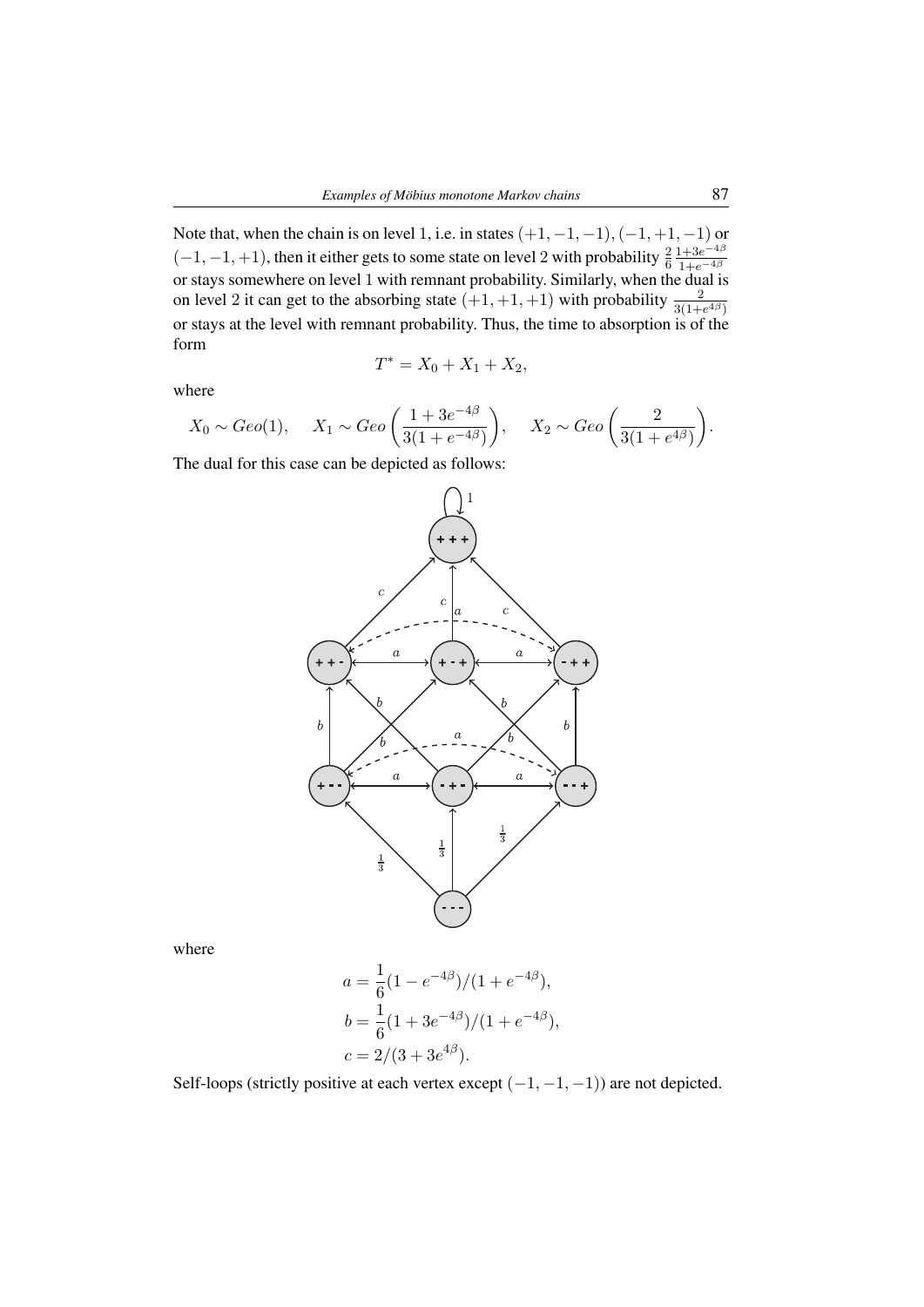Note that, when the chain is on level 1, i.e. in states $(+1,-1,-1)$, $(-1,+1,-1)$ or $(-1,-1,+1)$, then it either gets to some state on level 2 with probability $\frac{2}{6}\frac{1+3e^{-4\beta}}{1+e^{-4\beta}}$ or stays somewhere on level 1 with remnant probability. Similarly, when the dual is on level 2 it can get to the absorbing state $(+1,+1,+1)$ with probability $\frac{2}{3(1+e^{4\beta})}$ or stays at the level with remnant probability. Thus, the time to absorption is of the form

$$T^* = X_0 + X_1 + X_2,$$

where

$$X_0 \sim Geo(1), \quad X_1 \sim Geo\left(\frac{1+3e^{-4\beta}}{3(1+e^{-4\beta})}\right), \quad X_2 \sim Geo\left(\frac{2}{3(1+e^{4\beta})}\right).$$

The dual for this case can be depicted as follows:

where

$$a = \frac{1}{6}(1-e^{-4\beta})/(1+e^{-4\beta}),$$
$$b = \frac{1}{6}(1+3e^{-4\beta})/(1+e^{-4\beta}),$$
$$c = 2/(3+3e^{4\beta}).$$

Self-loops (strictly positive at each vertex except $(-1,-1,-1)$) are not depicted.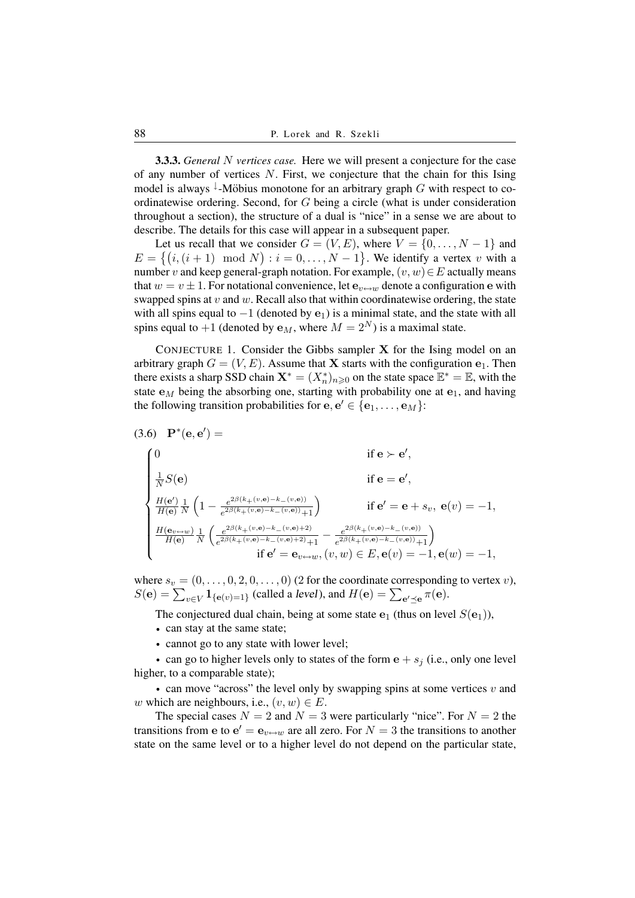**3.3.3.** *General $N$ vertices case.* Here we will present a conjecture for the case of any number of vertices $N$. First, we conjecture that the chain for this Ising model is always $^{\downarrow}$-Möbius monotone for an arbitrary graph $G$ with respect to coordinatewise ordering. Second, for $G$ being a circle (what is under consideration throughout a section), the structure of a dual is "nice" in a sense we are about to describe. The details for this case will appear in a subsequent paper.

Let us recall that we consider $G = (V, E)$, where $V = \{0, \ldots, N-1\}$ and $E = \{(i, (i+1) \mod N) : i = 0, \ldots, N-1\}$. We identify a vertex $v$ with a number $v$ and keep general-graph notation. For example, $(v, w) \in E$ actually means that $w = v \pm 1$. For notational convenience, let $\mathbf{e}_{v\leftrightarrow w}$ denote a configuration $\mathbf{e}$ with swapped spins at $v$ and $w$. Recall also that within coordinatewise ordering, the state with all spins equal to $-1$ (denoted by $\mathbf{e}_1$) is a minimal state, and the state with all spins equal to $+1$ (denoted by $\mathbf{e}_M$, where $M = 2^N$) is a maximal state.

CONJECTURE 1. Consider the Gibbs sampler $\mathbf{X}$ for the Ising model on an arbitrary graph $G = (V, E)$. Assume that $\mathbf{X}$ starts with the configuration $\mathbf{e}_1$. Then there exists a sharp SSD chain $\mathbf{X}^* = (X_n^*)_{n\geqslant 0}$ on the state space $\mathbb{E}^* = \mathbb{E}$, with the state $\mathbf{e}_M$ being the absorbing one, starting with probability one at $\mathbf{e}_1$, and having the following transition probabilities for $\mathbf{e}, \mathbf{e}' \in \{\mathbf{e}_1, \ldots, \mathbf{e}_M\}$:

$$
(3.6)\quad \mathbf{P}^*(\mathbf{e}, \mathbf{e}') =
\begin{cases}
0 & \text{if } \mathbf{e} \succ \mathbf{e}', \\[4pt]
\frac{1}{N} S(\mathbf{e}) & \text{if } \mathbf{e} = \mathbf{e}', \\[4pt]
\frac{H(\mathbf{e}')}{H(\mathbf{e})} \frac{1}{N} \left(1 - \frac{e^{2\beta(k_+(v,\mathbf{e}) - k_-(v,\mathbf{e}))}}{e^{2\beta(k_+(v,\mathbf{e}) - k_-(v,\mathbf{e}))} + 1}\right) & \text{if } \mathbf{e}' = \mathbf{e} + s_v,\ \mathbf{e}(v) = -1, \\[4pt]
\frac{H(\mathbf{e}_{v\leftrightarrow w})}{H(\mathbf{e})} \frac{1}{N} \left(\frac{e^{2\beta(k_+(v,\mathbf{e}) - k_-(v,\mathbf{e}) + 2)}}{e^{2\beta(k_+(v,\mathbf{e}) - k_-(v,\mathbf{e}) + 2)} + 1} - \frac{e^{2\beta(k_+(v,\mathbf{e}) - k_-(v,\mathbf{e}))}}{e^{2\beta(k_+(v,\mathbf{e}) - k_-(v,\mathbf{e}))} + 1}\right) & \\
\qquad\qquad \text{if } \mathbf{e}' = \mathbf{e}_{v\leftrightarrow w}, (v, w) \in E, \mathbf{e}(v) = -1, \mathbf{e}(w) = -1, &
\end{cases}
$$

where $s_v = (0, \ldots, 0, 2, 0, \ldots, 0)$ (2 for the coordinate corresponding to vertex $v$), $S(\mathbf{e}) = \sum_{v\in V} \mathbf{1}_{\{\mathbf{e}(v)=1\}}$ (called a *level*), and $H(\mathbf{e}) = \sum_{\mathbf{e}' \preceq \mathbf{e}} \pi(\mathbf{e})$.

The conjectured dual chain, being at some state $\mathbf{e}_1$ (thus on level $S(\mathbf{e}_1)$),

- can stay at the same state;
- cannot go to any state with lower level;
- can go to higher levels only to states of the form $\mathbf{e} + s_j$ (i.e., only one level higher, to a comparable state);
- can move "across" the level only by swapping spins at some vertices $v$ and $w$ which are neighbours, i.e., $(v, w) \in E$.

The special cases $N = 2$ and $N = 3$ were particularly "nice". For $N = 2$ the transitions from $\mathbf{e}$ to $\mathbf{e}' = \mathbf{e}_{v\leftrightarrow w}$ are all zero. For $N = 3$ the transitions to another state on the same level or to a higher level do not depend on the particular state,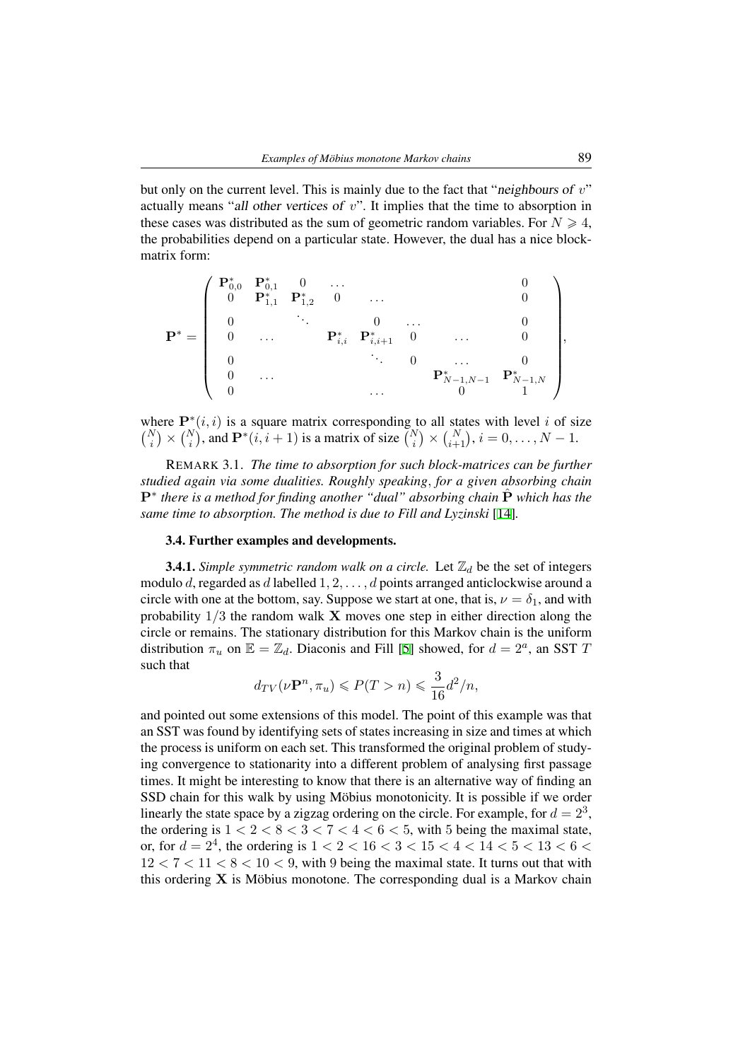but only on the current level. This is mainly due to the fact that "neighbours of $v$" actually means "all other vertices of $v$". It implies that the time to absorption in these cases was distributed as the sum of geometric random variables. For $N \geqslant 4$, the probabilities depend on a particular state. However, the dual has a nice block-matrix form:

$$
\mathbf{P}^* = \begin{pmatrix}
\mathbf{P}^*_{0,0} & \mathbf{P}^*_{0,1} & 0 & \dots & & & & 0 \\
0 & \mathbf{P}^*_{1,1} & \mathbf{P}^*_{1,2} & 0 & \dots & & & 0 \\
0 & & \ddots & & 0 & \dots & & 0 \\
0 & \dots & & \mathbf{P}^*_{i,i} & \mathbf{P}^*_{i,i+1} & 0 & \dots & 0 \\
0 & & & & \ddots & 0 & \dots & 0 \\
0 & \dots & & & & & \mathbf{P}^*_{N-1,N-1} & \mathbf{P}^*_{N-1,N} \\
0 & & & & \dots & & 0 & 1
\end{pmatrix},
$$

where $\mathbf{P}^*(i,i)$ is a square matrix corresponding to all states with level $i$ of size $\binom{N}{i} \times \binom{N}{i}$, and $\mathbf{P}^*(i,i+1)$ is a matrix of size $\binom{N}{i} \times \binom{N}{i+1}$, $i = 0, \dots, N-1$.

REMARK 3.1. *The time to absorption for such block-matrices can be further studied again via some dualities. Roughly speaking, for a given absorbing chain $\mathbf{P}^*$ there is a method for finding another "dual" absorbing chain $\hat{\mathbf{P}}$ which has the same time to absorption. The method is due to Fill and Lyzinski* [14].

### 3.4. Further examples and developments.

**3.4.1.** *Simple symmetric random walk on a circle.* Let $\mathbb{Z}_d$ be the set of integers modulo $d$, regarded as $d$ labelled $1, 2, \dots, d$ points arranged anticlockwise around a circle with one at the bottom, say. Suppose we start at one, that is, $\nu = \delta_1$, and with probability $1/3$ the random walk $\mathbf{X}$ moves one step in either direction along the circle or remains. The stationary distribution for this Markov chain is the uniform distribution $\pi_u$ on $\mathbb{E} = \mathbb{Z}_d$. Diaconis and Fill [5] showed, for $d = 2^a$, an SST $T$ such that

$$
d_{TV}(\nu \mathbf{P}^n, \pi_u) \leqslant P(T > n) \leqslant \frac{3}{16} d^2/n,
$$

and pointed out some extensions of this model. The point of this example was that an SST was found by identifying sets of states increasing in size and times at which the process is uniform on each set. This transformed the original problem of studying convergence to stationarity into a different problem of analysing first passage times. It might be interesting to know that there is an alternative way of finding an SSD chain for this walk by using Möbius monotonicity. It is possible if we order linearly the state space by a zigzag ordering on the circle. For example, for $d = 2^3$, the ordering is $1 < 2 < 8 < 3 < 7 < 4 < 6 < 5$, with $5$ being the maximal state, or, for $d = 2^4$, the ordering is $1 < 2 < 16 < 3 < 15 < 4 < 14 < 5 < 13 < 6 < 12 < 7 < 11 < 8 < 10 < 9$, with $9$ being the maximal state. It turns out that with this ordering $\mathbf{X}$ is Möbius monotone. The corresponding dual is a Markov chain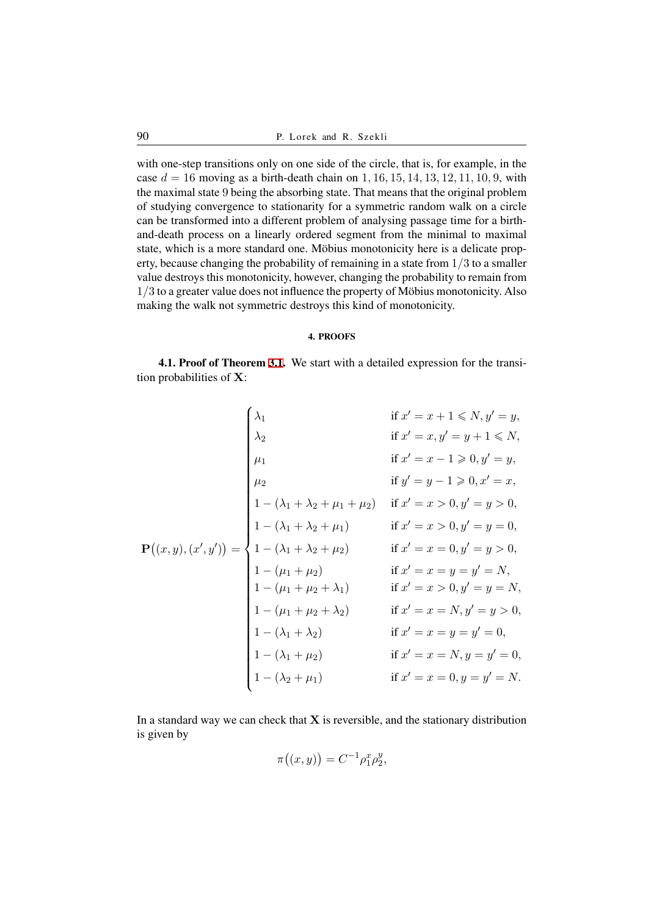with one-step transitions only on one side of the circle, that is, for example, in the case $d = 16$ moving as a birth-death chain on $1, 16, 15, 14, 13, 12, 11, 10, 9$, with the maximal state 9 being the absorbing state. That means that the original problem of studying convergence to stationarity for a symmetric random walk on a circle can be transformed into a different problem of analysing passage time for a birth-and-death process on a linearly ordered segment from the minimal to maximal state, which is a more standard one. Möbius monotonicity here is a delicate property, because changing the probability of remaining in a state from $1/3$ to a smaller value destroys this monotonicity, however, changing the probability to remain from $1/3$ to a greater value does not influence the property of Möbius monotonicity. Also making the walk not symmetric destroys this kind of monotonicity.

## 4. PROOFS

**4.1. Proof of Theorem 3.1.** We start with a detailed expression for the transition probabilities of $\mathbf{X}$:

$$
\mathbf{P}\big((x,y),(x',y')\big) = \begin{cases}
\lambda_1 & \text{if } x' = x+1 \leqslant N, y' = y, \\
\lambda_2 & \text{if } x' = x, y' = y+1 \leqslant N, \\
\mu_1 & \text{if } x' = x-1 \geqslant 0, y' = y, \\
\mu_2 & \text{if } y' = y-1 \geqslant 0, x' = x, \\
1-(\lambda_1+\lambda_2+\mu_1+\mu_2) & \text{if } x' = x > 0, y' = y > 0, \\
1-(\lambda_1+\lambda_2+\mu_1) & \text{if } x' = x > 0, y' = y = 0, \\
1-(\lambda_1+\lambda_2+\mu_2) & \text{if } x' = x = 0, y' = y > 0, \\
1-(\mu_1+\mu_2) & \text{if } x' = x = y = y' = N, \\
1-(\mu_1+\mu_2+\lambda_1) & \text{if } x' = x > 0, y' = y = N, \\
1-(\mu_1+\mu_2+\lambda_2) & \text{if } x' = x = N, y' = y > 0, \\
1-(\lambda_1+\lambda_2) & \text{if } x' = x = y = y' = 0, \\
1-(\lambda_1+\mu_2) & \text{if } x' = x = N, y = y' = 0, \\
1-(\lambda_2+\mu_1) & \text{if } x' = x = 0, y = y' = N.
\end{cases}
$$

In a standard way we can check that $\mathbf{X}$ is reversible, and the stationary distribution is given by

$$
\pi\big((x,y)\big) = C^{-1}\rho_1^x\rho_2^y,
$$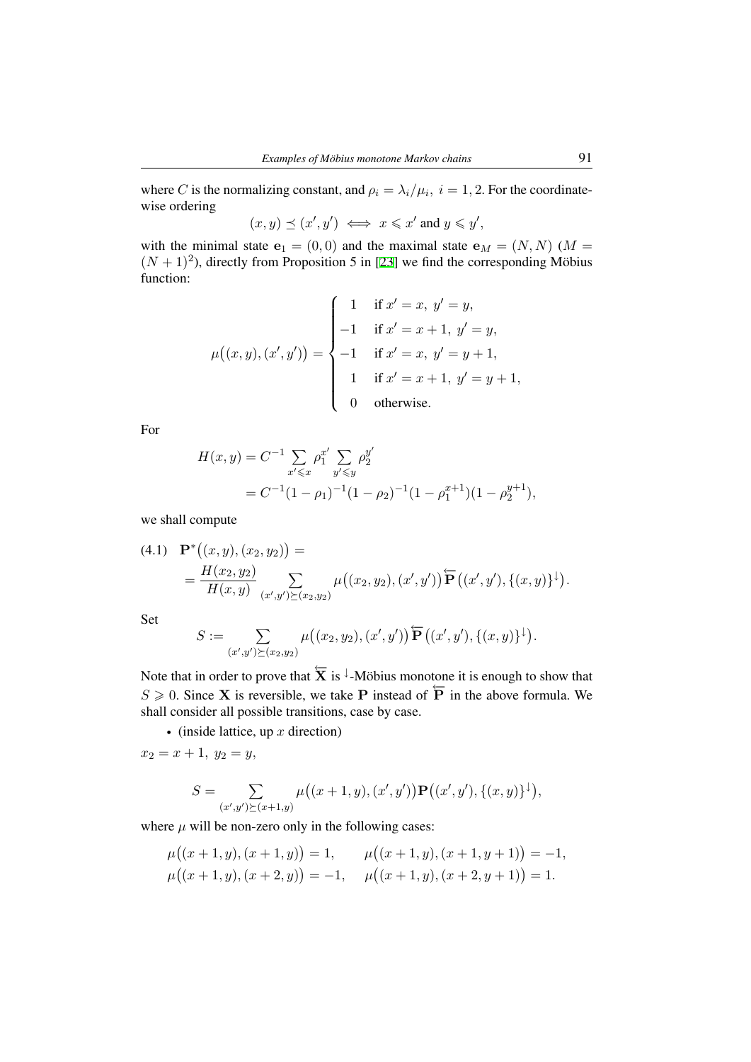where $C$ is the normalizing constant, and $\rho_i = \lambda_i/\mu_i,\ i = 1, 2$. For the coordinate-wise ordering

$$(x, y) \preceq (x', y') \iff x \leqslant x' \text{ and } y \leqslant y',$$

with the minimal state $\mathbf{e}_1 = (0, 0)$ and the maximal state $\mathbf{e}_M = (N, N)$ ($M = (N+1)^2$), directly from Proposition 5 in [23] we find the corresponding Möbius function:

$$\mu\big((x,y),(x',y')\big) = \begin{cases} 1 & \text{if } x' = x,\ y' = y, \\ -1 & \text{if } x' = x+1,\ y' = y, \\ -1 & \text{if } x' = x,\ y' = y+1, \\ 1 & \text{if } x' = x+1,\ y' = y+1, \\ 0 & \text{otherwise.} \end{cases}$$

For

$$\begin{aligned} H(x,y) &= C^{-1} \sum_{x' \leqslant x} \rho_1^{x'} \sum_{y' \leqslant y} \rho_2^{y'} \\ &= C^{-1}(1-\rho_1)^{-1}(1-\rho_2)^{-1}(1-\rho_1^{x+1})(1-\rho_2^{y+1}), \end{aligned}$$

we shall compute

$$\begin{aligned} (4.1)\quad & \mathbf{P}^*\big((x,y),(x_2,y_2)\big) = \\ &= \frac{H(x_2,y_2)}{H(x,y)} \sum_{(x',y') \succeq (x_2,y_2)} \mu\big((x_2,y_2),(x',y')\big) \overleftarrow{\mathbf{P}}\big((x',y'),\{(x,y)\}^{\downarrow}\big). \end{aligned}$$

Set

$$S := \sum_{(x',y') \succeq (x_2,y_2)} \mu\big((x_2,y_2),(x',y')\big) \overleftarrow{\mathbf{P}}\big((x',y'),\{(x,y)\}^{\downarrow}\big).$$

Note that in order to prove that $\overleftarrow{\mathbf{X}}$ is $^{\downarrow}$-Möbius monotone it is enough to show that $S \geqslant 0$. Since $\mathbf{X}$ is reversible, we take $\mathbf{P}$ instead of $\overleftarrow{\mathbf{P}}$ in the above formula. We shall consider all possible transitions, case by case.

- (inside lattice, up $x$ direction)

$x_2 = x+1,\ y_2 = y,$

$$S = \sum_{(x',y') \succeq (x+1,y)} \mu\big((x+1,y),(x',y')\big)\mathbf{P}\big((x',y'),\{(x,y)\}^{\downarrow}\big),$$

where $\mu$ will be non-zero only in the following cases:

$$\begin{aligned} &\mu\big((x+1,y),(x+1,y)\big) = 1, &&\mu\big((x+1,y),(x+1,y+1)\big) = -1, \\ &\mu\big((x+1,y),(x+2,y)\big) = -1, &&\mu\big((x+1,y),(x+2,y+1)\big) = 1. \end{aligned}$$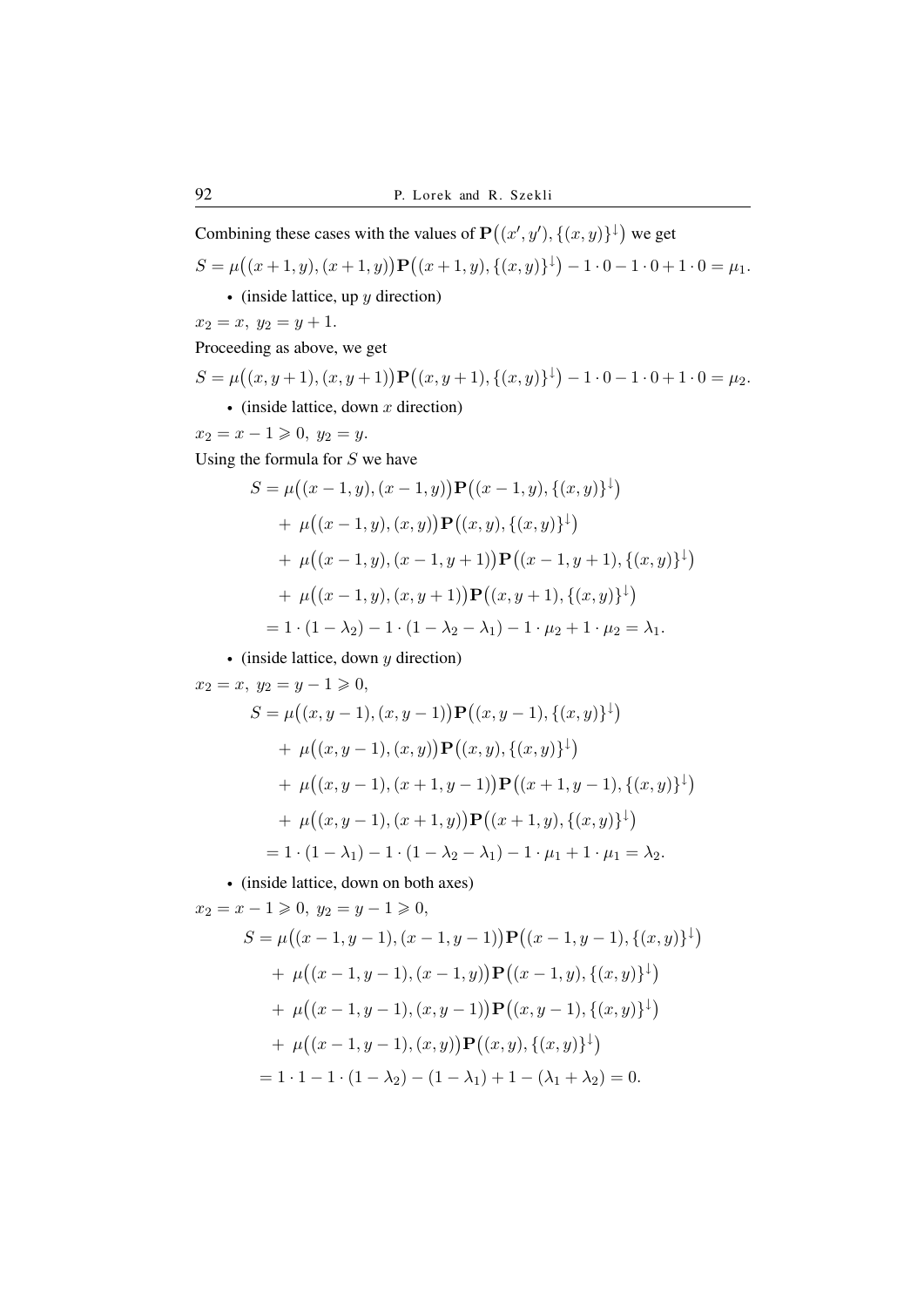Combining these cases with the values of $\mathbf{P}\big((x',y'),\{(x,y)\}^{\downarrow}\big)$ we get

$$S=\mu\big((x+1,y),(x+1,y)\big)\mathbf{P}\big((x+1,y),\{(x,y)\}^{\downarrow}\big)-1\cdot 0-1\cdot 0+1\cdot 0=\mu_1.$$

- (inside lattice, up $y$ direction)

$x_2=x,\ y_2=y+1.$

Proceeding as above, we get

$$S=\mu\big((x,y+1),(x,y+1)\big)\mathbf{P}\big((x,y+1),\{(x,y)\}^{\downarrow}\big)-1\cdot 0-1\cdot 0+1\cdot 0=\mu_2.$$

- (inside lattice, down $x$ direction)

$x_2=x-1\geqslant 0,\ y_2=y.$

Using the formula for $S$ we have

$$\begin{aligned}
S&=\mu\big((x-1,y),(x-1,y)\big)\mathbf{P}\big((x-1,y),\{(x,y)\}^{\downarrow}\big)\\
&\quad+\ \mu\big((x-1,y),(x,y)\big)\mathbf{P}\big((x,y),\{(x,y)\}^{\downarrow}\big)\\
&\quad+\ \mu\big((x-1,y),(x-1,y+1)\big)\mathbf{P}\big((x-1,y+1),\{(x,y)\}^{\downarrow}\big)\\
&\quad+\ \mu\big((x-1,y),(x,y+1)\big)\mathbf{P}\big((x,y+1),\{(x,y)\}^{\downarrow}\big)\\
&=1\cdot(1-\lambda_2)-1\cdot(1-\lambda_2-\lambda_1)-1\cdot\mu_2+1\cdot\mu_2=\lambda_1.
\end{aligned}$$

- (inside lattice, down $y$ direction)

$x_2=x,\ y_2=y-1\geqslant 0,$

$$\begin{aligned}
S&=\mu\big((x,y-1),(x,y-1)\big)\mathbf{P}\big((x,y-1),\{(x,y)\}^{\downarrow}\big)\\
&\quad+\ \mu\big((x,y-1),(x,y)\big)\mathbf{P}\big((x,y),\{(x,y)\}^{\downarrow}\big)\\
&\quad+\ \mu\big((x,y-1),(x+1,y-1)\big)\mathbf{P}\big((x+1,y-1),\{(x,y)\}^{\downarrow}\big)\\
&\quad+\ \mu\big((x,y-1),(x+1,y)\big)\mathbf{P}\big((x+1,y),\{(x,y)\}^{\downarrow}\big)\\
&=1\cdot(1-\lambda_1)-1\cdot(1-\lambda_2-\lambda_1)-1\cdot\mu_1+1\cdot\mu_1=\lambda_2.
\end{aligned}$$

- (inside lattice, down on both axes)

$x_2=x-1\geqslant 0,\ y_2=y-1\geqslant 0,$

$$\begin{aligned}
S&=\mu\big((x-1,y-1),(x-1,y-1)\big)\mathbf{P}\big((x-1,y-1),\{(x,y)\}^{\downarrow}\big)\\
&\quad+\ \mu\big((x-1,y-1),(x-1,y)\big)\mathbf{P}\big((x-1,y),\{(x,y)\}^{\downarrow}\big)\\
&\quad+\ \mu\big((x-1,y-1),(x,y-1)\big)\mathbf{P}\big((x,y-1),\{(x,y)\}^{\downarrow}\big)\\
&\quad+\ \mu\big((x-1,y-1),(x,y)\big)\mathbf{P}\big((x,y),\{(x,y)\}^{\downarrow}\big)\\
&=1\cdot 1-1\cdot(1-\lambda_2)-(1-\lambda_1)+1-(\lambda_1+\lambda_2)=0.
\end{aligned}$$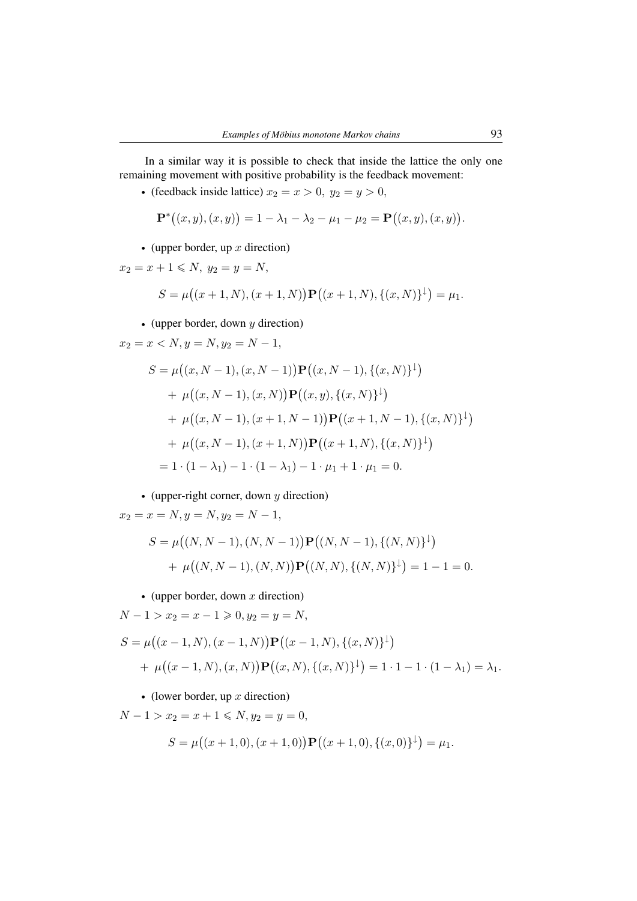In a similar way it is possible to check that inside the lattice the only one remaining movement with positive probability is the feedback movement:

- (feedback inside lattice) $x_2 = x > 0,\ y_2 = y > 0,$

$$\mathbf{P}^*\big((x,y),(x,y)\big) = 1 - \lambda_1 - \lambda_2 - \mu_1 - \mu_2 = \mathbf{P}\big((x,y),(x,y)\big).$$

- (upper border, up $x$ direction)

$x_2 = x + 1 \leqslant N,\ y_2 = y = N,$

$$S = \mu\big((x+1,N),(x+1,N)\big)\mathbf{P}\big((x+1,N),\{(x,N)\}^{\downarrow}\big) = \mu_1.$$

- (upper border, down $y$ direction)

$x_2 = x < N, y = N, y_2 = N-1,$

$$\begin{aligned}
S &= \mu\big((x,N-1),(x,N-1)\big)\mathbf{P}\big((x,N-1),\{(x,N)\}^{\downarrow}\big) \\
&\quad + \mu\big((x,N-1),(x,N)\big)\mathbf{P}\big((x,y),\{(x,N)\}^{\downarrow}\big) \\
&\quad + \mu\big((x,N-1),(x+1,N-1)\big)\mathbf{P}\big((x+1,N-1),\{(x,N)\}^{\downarrow}\big) \\
&\quad + \mu\big((x,N-1),(x+1,N)\big)\mathbf{P}\big((x+1,N),\{(x,N)\}^{\downarrow}\big) \\
&= 1\cdot(1-\lambda_1) - 1\cdot(1-\lambda_1) - 1\cdot\mu_1 + 1\cdot\mu_1 = 0.
\end{aligned}$$

- (upper-right corner, down $y$ direction)

$x_2 = x = N, y = N, y_2 = N-1,$

$$\begin{aligned}
S &= \mu\big((N,N-1),(N,N-1)\big)\mathbf{P}\big((N,N-1),\{(N,N)\}^{\downarrow}\big) \\
&\quad + \mu\big((N,N-1),(N,N)\big)\mathbf{P}\big((N,N),\{(N,N)\}^{\downarrow}\big) = 1 - 1 = 0.
\end{aligned}$$

- (upper border, down $x$ direction)

$N - 1 > x_2 = x - 1 \geqslant 0, y_2 = y = N,$

$$\begin{aligned}
S &= \mu\big((x-1,N),(x-1,N)\big)\mathbf{P}\big((x-1,N),\{(x,N)\}^{\downarrow}\big) \\
&\quad + \mu\big((x-1,N),(x,N)\big)\mathbf{P}\big((x,N),\{(x,N)\}^{\downarrow}\big) = 1\cdot 1 - 1\cdot(1-\lambda_1) = \lambda_1.
\end{aligned}$$

- (lower border, up $x$ direction)

$N - 1 > x_2 = x + 1 \leqslant N, y_2 = y = 0,$

$$S = \mu\big((x+1,0),(x+1,0)\big)\mathbf{P}\big((x+1,0),\{(x,0)\}^{\downarrow}\big) = \mu_1.$$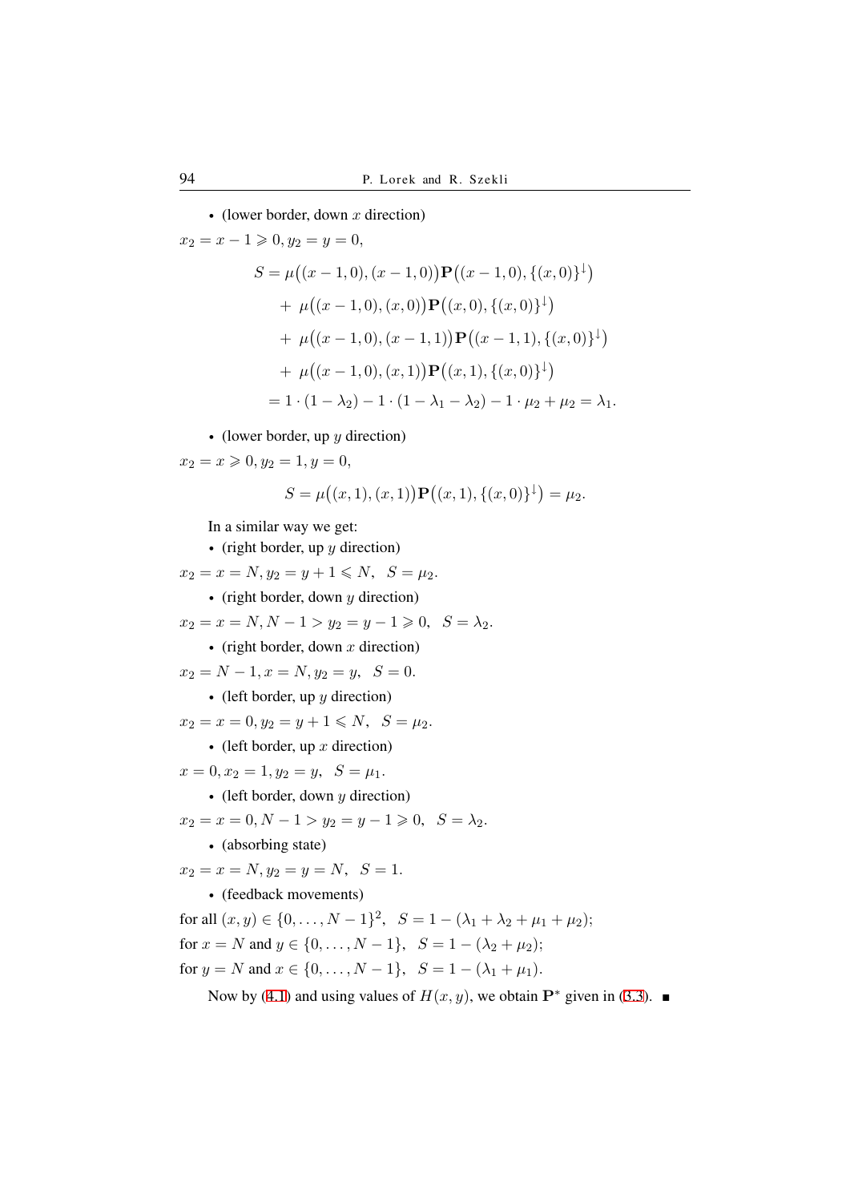- (lower border, down $x$ direction)

$x_2 = x - 1 \geqslant 0, y_2 = y = 0,$

$$
\begin{aligned}
S &= \mu\big((x-1,0),(x-1,0)\big)\mathbf{P}\big((x-1,0),\{(x,0)\}^{\downarrow}\big) \\
&\quad + \mu\big((x-1,0),(x,0)\big)\mathbf{P}\big((x,0),\{(x,0)\}^{\downarrow}\big) \\
&\quad + \mu\big((x-1,0),(x-1,1)\big)\mathbf{P}\big((x-1,1),\{(x,0)\}^{\downarrow}\big) \\
&\quad + \mu\big((x-1,0),(x,1)\big)\mathbf{P}\big((x,1),\{(x,0)\}^{\downarrow}\big) \\
&= 1\cdot(1-\lambda_2) - 1\cdot(1-\lambda_1-\lambda_2) - 1\cdot\mu_2 + \mu_2 = \lambda_1.
\end{aligned}
$$

- (lower border, up $y$ direction)

$x_2 = x \geqslant 0, y_2 = 1, y = 0,$

$$
S = \mu\big((x,1),(x,1)\big)\mathbf{P}\big((x,1),\{(x,0)\}^{\downarrow}\big) = \mu_2.
$$

In a similar way we get:

- (right border, up $y$ direction)

$x_2 = x = N, y_2 = y + 1 \leqslant N, \quad S = \mu_2.$

- (right border, down $y$ direction)

$x_2 = x = N, N - 1 > y_2 = y - 1 \geqslant 0, \quad S = \lambda_2.$

- (right border, down $x$ direction)

$x_2 = N - 1, x = N, y_2 = y, \quad S = 0.$

- (left border, up $y$ direction)

$x_2 = x = 0, y_2 = y + 1 \leqslant N, \quad S = \mu_2.$

- (left border, up $x$ direction)

$x = 0, x_2 = 1, y_2 = y, \quad S = \mu_1.$

- (left border, down $y$ direction)

$x_2 = x = 0, N - 1 > y_2 = y - 1 \geqslant 0, \quad S = \lambda_2.$

- (absorbing state)

$x_2 = x = N, y_2 = y = N, \quad S = 1.$

- (feedback movements)

for all $(x, y) \in \{0, \ldots, N-1\}^2, \quad S = 1 - (\lambda_1 + \lambda_2 + \mu_1 + \mu_2);$

for $x = N$ and $y \in \{0, \ldots, N-1\}, \quad S = 1 - (\lambda_2 + \mu_2);$

for $y = N$ and $x \in \{0, \ldots, N-1\}, \quad S = 1 - (\lambda_1 + \mu_1).$

Now by (4.1) and using values of $H(x, y)$, we obtain $\mathbf{P}^*$ given in (3.3). ■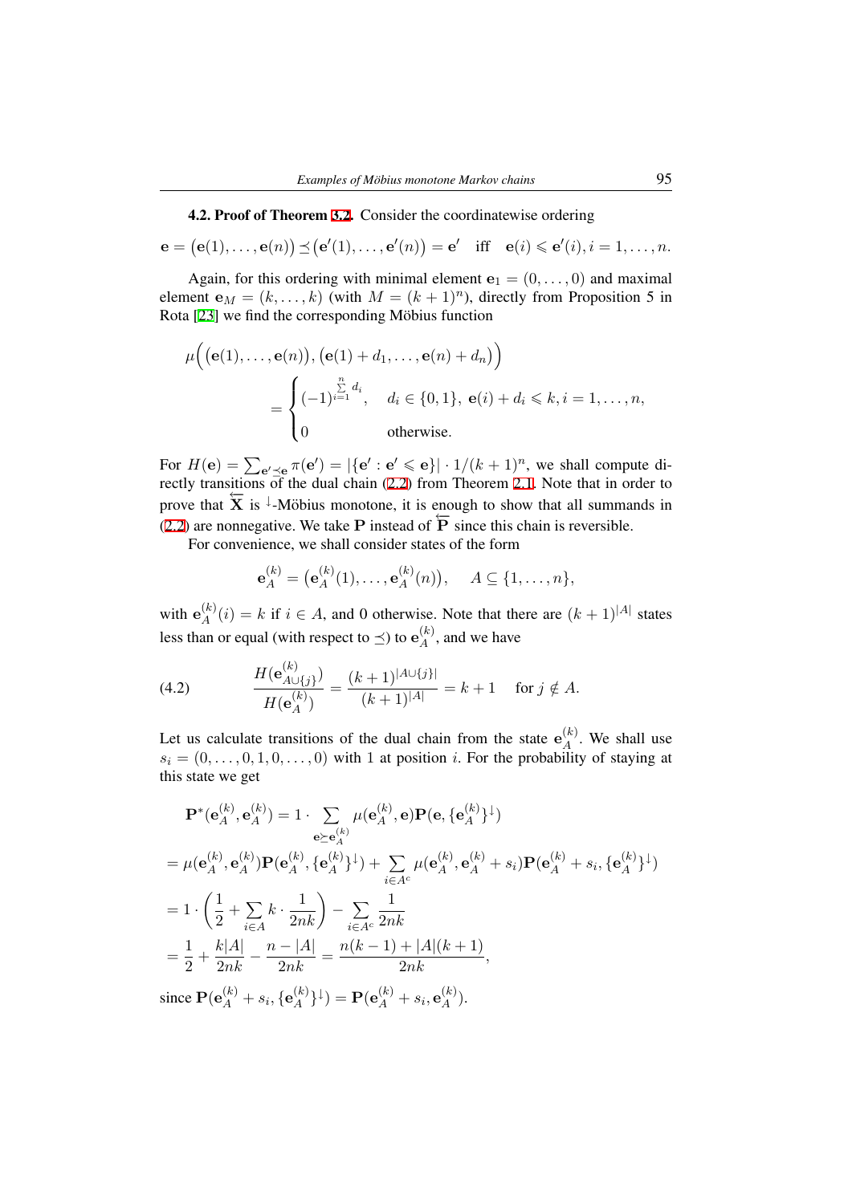**4.2. Proof of Theorem 3.2.** Consider the coordinatewise ordering

$$\mathbf{e} = \big(\mathbf{e}(1), \dots, \mathbf{e}(n)\big) \preceq \big(\mathbf{e}'(1), \dots, \mathbf{e}'(n)\big) = \mathbf{e}' \quad \text{iff} \quad \mathbf{e}(i) \leqslant \mathbf{e}'(i), i = 1, \dots, n.$$

Again, for this ordering with minimal element $\mathbf{e}_1 = (0, \dots, 0)$ and maximal element $\mathbf{e}_M = (k, \dots, k)$ (with $M = (k+1)^n$), directly from Proposition 5 in Rota [23] we find the corresponding Möbius function

$$\mu\Big(\big(\mathbf{e}(1), \dots, \mathbf{e}(n)\big), \big(\mathbf{e}(1) + d_1, \dots, \mathbf{e}(n) + d_n\big)\Big) = \begin{cases} (-1)^{\sum_{i=1}^{n} d_i}, & d_i \in \{0,1\},\ \mathbf{e}(i) + d_i \leqslant k, i = 1, \dots, n, \\ 0 & \text{otherwise.} \end{cases}$$

For $H(\mathbf{e}) = \sum_{\mathbf{e}' \preceq \mathbf{e}} \pi(\mathbf{e}') = |\{\mathbf{e}' : \mathbf{e}' \leqslant \mathbf{e}\}| \cdot 1/(k+1)^n$, we shall compute directly transitions of the dual chain (2.2) from Theorem 2.1. Note that in order to prove that $\overleftarrow{\mathbf{X}}$ is ${}^{\downarrow}$-Möbius monotone, it is enough to show that all summands in (2.2) are nonnegative. We take $\mathbf{P}$ instead of $\overleftarrow{\mathbf{P}}$ since this chain is reversible.

For convenience, we shall consider states of the form

$$\mathbf{e}_A^{(k)} = \big(\mathbf{e}_A^{(k)}(1), \dots, \mathbf{e}_A^{(k)}(n)\big), \quad A \subseteq \{1, \dots, n\},$$

with $\mathbf{e}_A^{(k)}(i) = k$ if $i \in A$, and 0 otherwise. Note that there are $(k+1)^{|A|}$ states less than or equal (with respect to $\preceq$) to $\mathbf{e}_A^{(k)}$, and we have

$$\frac{H(\mathbf{e}_{A \cup \{j\}}^{(k)})}{H(\mathbf{e}_A^{(k)})} = \frac{(k+1)^{|A \cup \{j\}|}}{(k+1)^{|A|}} = k + 1 \quad \text{for } j \notin A. \tag{4.2}$$

Let us calculate transitions of the dual chain from the state $\mathbf{e}_A^{(k)}$. We shall use $s_i = (0, \dots, 0, 1, 0, \dots, 0)$ with 1 at position $i$. For the probability of staying at this state we get

$$\begin{aligned}
&\mathbf{P}^*(\mathbf{e}_A^{(k)}, \mathbf{e}_A^{(k)}) = 1 \cdot \sum_{\mathbf{e} \succeq \mathbf{e}_A^{(k)}} \mu(\mathbf{e}_A^{(k)}, \mathbf{e}) \mathbf{P}(\mathbf{e}, \{\mathbf{e}_A^{(k)}\}^{\downarrow}) \\
&= \mu(\mathbf{e}_A^{(k)}, \mathbf{e}_A^{(k)}) \mathbf{P}(\mathbf{e}_A^{(k)}, \{\mathbf{e}_A^{(k)}\}^{\downarrow}) + \sum_{i \in A^c} \mu(\mathbf{e}_A^{(k)}, \mathbf{e}_A^{(k)} + s_i) \mathbf{P}(\mathbf{e}_A^{(k)} + s_i, \{\mathbf{e}_A^{(k)}\}^{\downarrow}) \\
&= 1 \cdot \left( \frac{1}{2} + \sum_{i \in A} k \cdot \frac{1}{2nk} \right) - \sum_{i \in A^c} \frac{1}{2nk} \\
&= \frac{1}{2} + \frac{k|A|}{2nk} - \frac{n - |A|}{2nk} = \frac{n(k-1) + |A|(k+1)}{2nk},
\end{aligned}$$

since $\mathbf{P}(\mathbf{e}_A^{(k)} + s_i, \{\mathbf{e}_A^{(k)}\}^{\downarrow}) = \mathbf{P}(\mathbf{e}_A^{(k)} + s_i, \mathbf{e}_A^{(k)})$.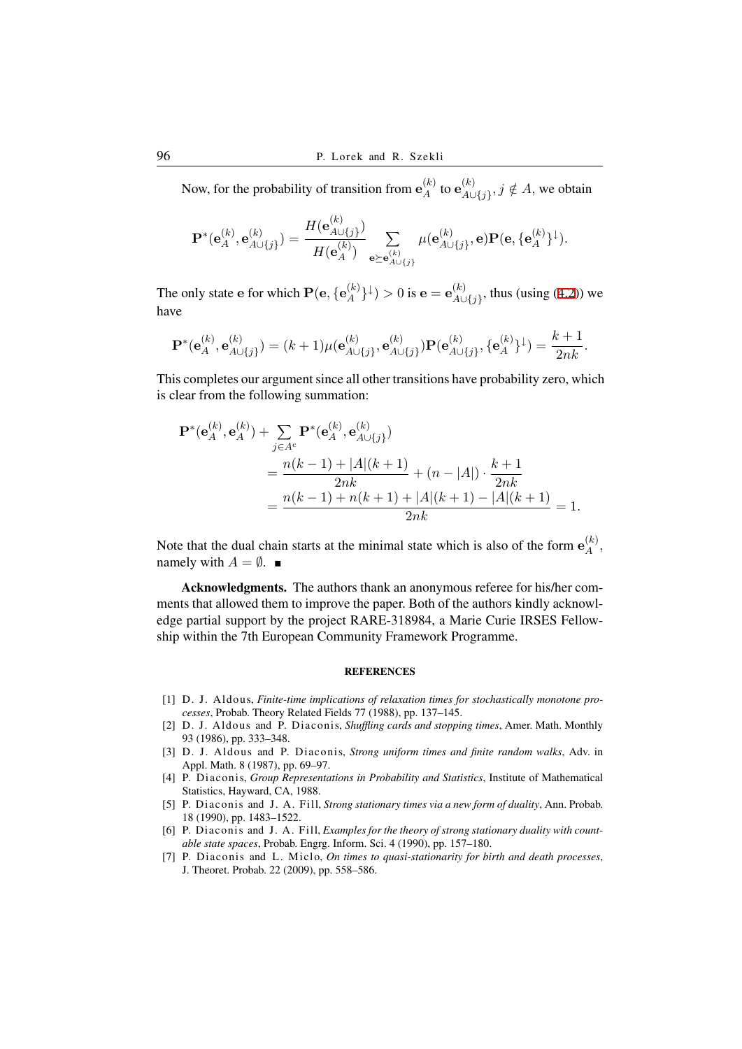Now, for the probability of transition from $\mathbf{e}_A^{(k)}$ to $\mathbf{e}_{A\cup\{j\}}^{(k)}$, $j \notin A$, we obtain

$$\mathbf{P}^*(\mathbf{e}_A^{(k)}, \mathbf{e}_{A\cup\{j\}}^{(k)}) = \frac{H(\mathbf{e}_{A\cup\{j\}}^{(k)})}{H(\mathbf{e}_A^{(k)})} \sum_{\mathbf{e}\succeq \mathbf{e}_{A\cup\{j\}}^{(k)}} \mu(\mathbf{e}_{A\cup\{j\}}^{(k)}, \mathbf{e})\mathbf{P}(\mathbf{e}, \{\mathbf{e}_A^{(k)}\}^{\downarrow}).$$

The only state $\mathbf{e}$ for which $\mathbf{P}(\mathbf{e}, \{\mathbf{e}_A^{(k)}\}^{\downarrow}) > 0$ is $\mathbf{e} = \mathbf{e}_{A\cup\{j\}}^{(k)}$, thus (using (4.2)) we have

$$\mathbf{P}^*(\mathbf{e}_A^{(k)}, \mathbf{e}_{A\cup\{j\}}^{(k)}) = (k+1)\mu(\mathbf{e}_{A\cup\{j\}}^{(k)}, \mathbf{e}_{A\cup\{j\}}^{(k)})\mathbf{P}(\mathbf{e}_{A\cup\{j\}}^{(k)}, \{\mathbf{e}_A^{(k)}\}^{\downarrow}) = \frac{k+1}{2nk}.$$

This completes our argument since all other transitions have probability zero, which is clear from the following summation:

$$\begin{aligned}
\mathbf{P}^*(\mathbf{e}_A^{(k)}, \mathbf{e}_A^{(k)}) + \sum_{j\in A^c} \mathbf{P}^*(\mathbf{e}_A^{(k)}, \mathbf{e}_{A\cup\{j\}}^{(k)}) &\\
= \frac{n(k-1) + |A|(k+1)}{2nk} + (n - |A|)\cdot\frac{k+1}{2nk}&\\
= \frac{n(k-1) + n(k+1) + |A|(k+1) - |A|(k+1)}{2nk} &= 1.
\end{aligned}$$

Note that the dual chain starts at the minimal state which is also of the form $\mathbf{e}_A^{(k)}$, namely with $A = \emptyset$. ■

**Acknowledgments.** The authors thank an anonymous referee for his/her comments that allowed them to improve the paper. Both of the authors kindly acknowledge partial support by the project RARE-318984, a Marie Curie IRSES Fellowship within the 7th European Community Framework Programme.

## REFERENCES

[1] D. J. Aldous, *Finite-time implications of relaxation times for stochastically monotone processes*, Probab. Theory Related Fields 77 (1988), pp. 137–145.

[2] D. J. Aldous and P. Diaconis, *Shuffling cards and stopping times*, Amer. Math. Monthly 93 (1986), pp. 333–348.

[3] D. J. Aldous and P. Diaconis, *Strong uniform times and finite random walks*, Adv. in Appl. Math. 8 (1987), pp. 69–97.

[4] P. Diaconis, *Group Representations in Probability and Statistics*, Institute of Mathematical Statistics, Hayward, CA, 1988.

[5] P. Diaconis and J. A. Fill, *Strong stationary times via a new form of duality*, Ann. Probab. 18 (1990), pp. 1483–1522.

[6] P. Diaconis and J. A. Fill, *Examples for the theory of strong stationary duality with countable state spaces*, Probab. Engrg. Inform. Sci. 4 (1990), pp. 157–180.

[7] P. Diaconis and L. Miclo, *On times to quasi-stationarity for birth and death processes*, J. Theoret. Probab. 22 (2009), pp. 558–586.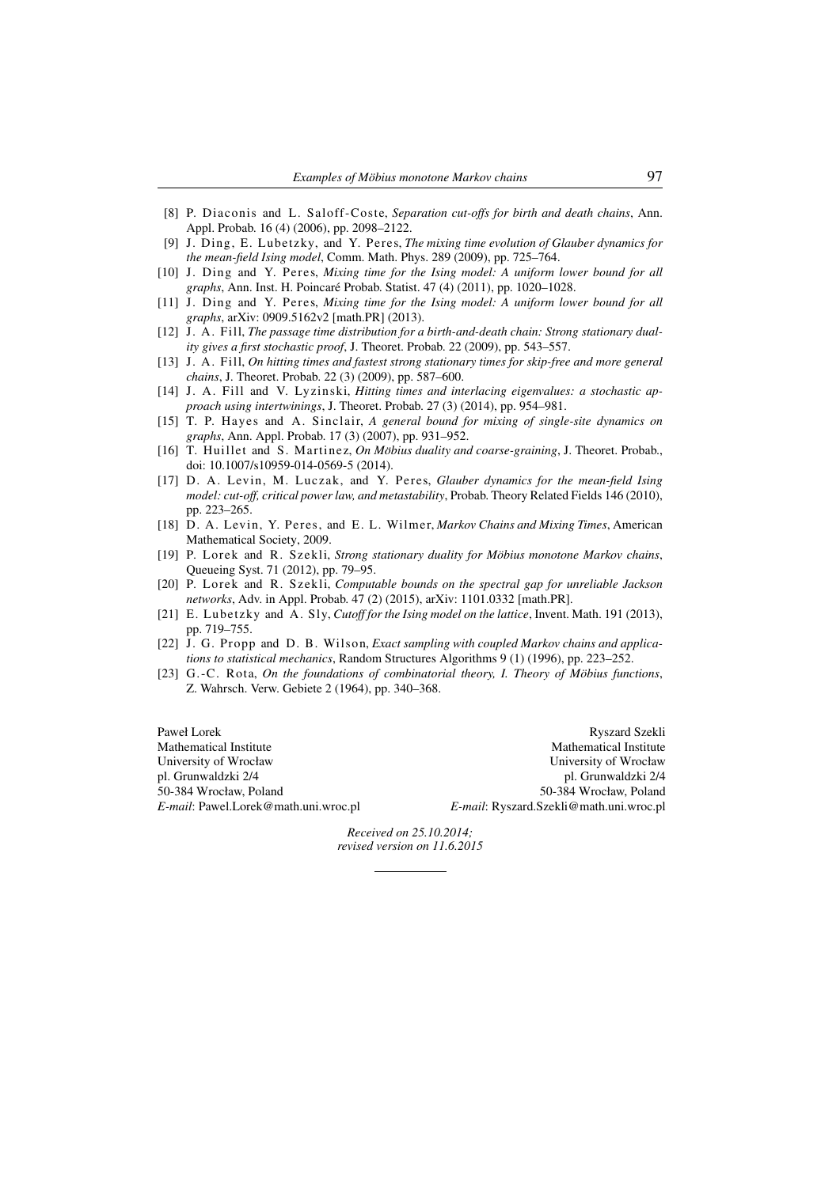[8] P. Diaconis and L. Saloff-Coste, *Separation cut-offs for birth and death chains*, Ann. Appl. Probab. 16 (4) (2006), pp. 2098–2122.

[9] J. Ding, E. Lubetzky, and Y. Peres, *The mixing time evolution of Glauber dynamics for the mean-field Ising model*, Comm. Math. Phys. 289 (2009), pp. 725–764.

[10] J. Ding and Y. Peres, *Mixing time for the Ising model: A uniform lower bound for all graphs*, Ann. Inst. H. Poincaré Probab. Statist. 47 (4) (2011), pp. 1020–1028.

[11] J. Ding and Y. Peres, *Mixing time for the Ising model: A uniform lower bound for all graphs*, arXiv: 0909.5162v2 [math.PR] (2013).

[12] J. A. Fill, *The passage time distribution for a birth-and-death chain: Strong stationary duality gives a first stochastic proof*, J. Theoret. Probab. 22 (2009), pp. 543–557.

[13] J. A. Fill, *On hitting times and fastest strong stationary times for skip-free and more general chains*, J. Theoret. Probab. 22 (3) (2009), pp. 587–600.

[14] J. A. Fill and V. Lyzinski, *Hitting times and interlacing eigenvalues: a stochastic approach using intertwinings*, J. Theoret. Probab. 27 (3) (2014), pp. 954–981.

[15] T. P. Hayes and A. Sinclair, *A general bound for mixing of single-site dynamics on graphs*, Ann. Appl. Probab. 17 (3) (2007), pp. 931–952.

[16] T. Huillet and S. Martinez, *On Möbius duality and coarse-graining*, J. Theoret. Probab., doi: 10.1007/s10959-014-0569-5 (2014).

[17] D. A. Levin, M. Luczak, and Y. Peres, *Glauber dynamics for the mean-field Ising model: cut-off, critical power law, and metastability*, Probab. Theory Related Fields 146 (2010), pp. 223–265.

[18] D. A. Levin, Y. Peres, and E. L. Wilmer, *Markov Chains and Mixing Times*, American Mathematical Society, 2009.

[19] P. Lorek and R. Szekli, *Strong stationary duality for Möbius monotone Markov chains*, Queueing Syst. 71 (2012), pp. 79–95.

[20] P. Lorek and R. Szekli, *Computable bounds on the spectral gap for unreliable Jackson networks*, Adv. in Appl. Probab. 47 (2) (2015), arXiv: 1101.0332 [math.PR].

[21] E. Lubetzky and A. Sly, *Cutoff for the Ising model on the lattice*, Invent. Math. 191 (2013), pp. 719–755.

[22] J. G. Propp and D. B. Wilson, *Exact sampling with coupled Markov chains and applications to statistical mechanics*, Random Structures Algorithms 9 (1) (1996), pp. 223–252.

[23] G.-C. Rota, *On the foundations of combinatorial theory, I. Theory of Möbius functions*, Z. Wahrsch. Verw. Gebiete 2 (1964), pp. 340–368.

Paweł Lorek
Mathematical Institute
University of Wrocław
pl. Grunwaldzki 2/4
50-384 Wrocław, Poland
*E-mail*: Pawel.Lorek@math.uni.wroc.pl

Ryszard Szekli
Mathematical Institute
University of Wrocław
pl. Grunwaldzki 2/4
50-384 Wrocław, Poland
*E-mail*: Ryszard.Szekli@math.uni.wroc.pl

*Received on 25.10.2014;*
*revised version on 11.6.2015*